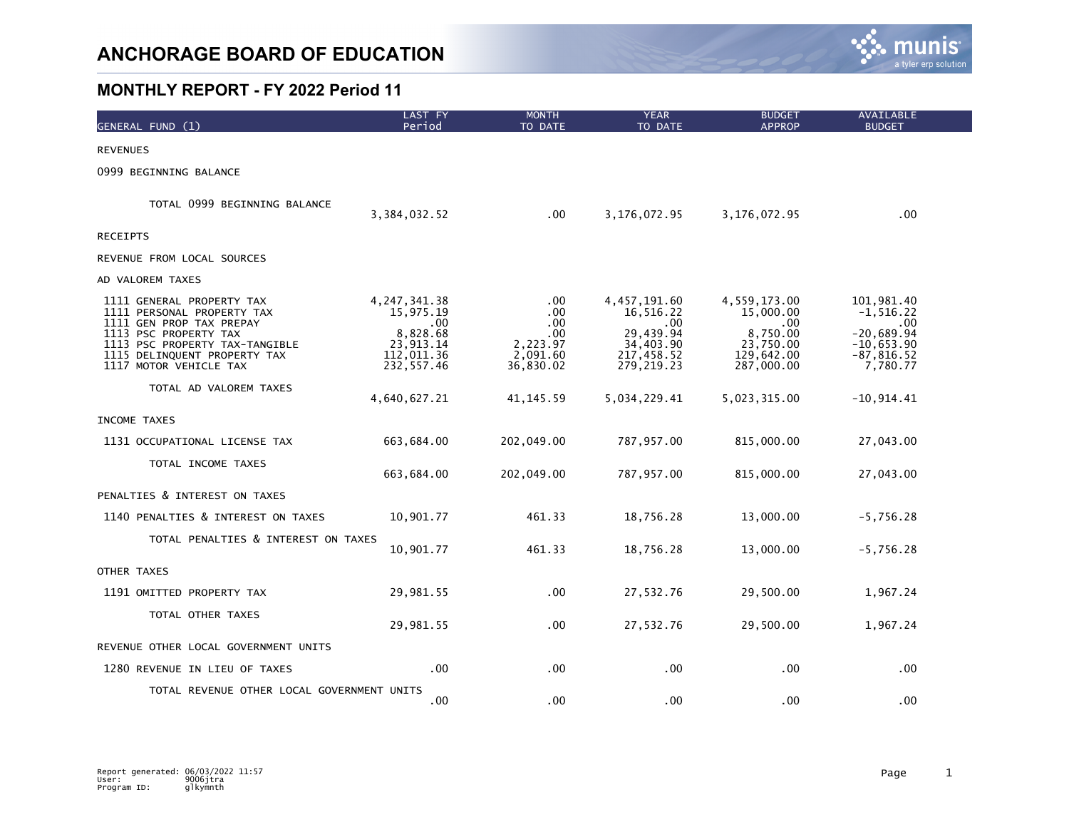# ANCHORAGE BOARD OF EDUCATION

## MONTHLY REPORT - FY 2022 Period 11

| GENERAL FUND (1) | LAST FY Period | MONTH TO DATE | YEAR TO DATE | BUDGET APPROP | AVAILABLE BUDGET |
|---|---|---|---|---|---|
| REVENUES | | | | | |
| 0999 BEGINNING BALANCE | | | | | |
| TOTAL 0999 BEGINNING BALANCE | 3,384,032.52 | .00 | 3,176,072.95 | 3,176,072.95 | .00 |
| RECEIPTS | | | | | |
| REVENUE FROM LOCAL SOURCES | | | | | |
| AD VALOREM TAXES | | | | | |
| 1111 GENERAL PROPERTY TAX | 4,247,341.38 | .00 | 4,457,191.60 | 4,559,173.00 | 101,981.40 |
| 1111 PERSONAL PROPERTY TAX | 15,975.19 | .00 | 16,516.22 | 15,000.00 | -1,516.22 |
| 1111 GEN PROP TAX PREPAY | .00 | .00 | .00 | .00 | .00 |
| 1113 PSC PROPERTY TAX | 8,828.68 | .00 | 29,439.94 | 8,750.00 | -20,689.94 |
| 1113 PSC PROPERTY TAX-TANGIBLE | 23,913.14 | 2,223.97 | 34,403.90 | 23,750.00 | -10,653.90 |
| 1115 DELINQUENT PROPERTY TAX | 112,011.36 | 2,091.60 | 217,458.52 | 129,642.00 | -87,816.52 |
| 1117 MOTOR VEHICLE TAX | 232,557.46 | 36,830.02 | 279,219.23 | 287,000.00 | 7,780.77 |
| TOTAL AD VALOREM TAXES | 4,640,627.21 | 41,145.59 | 5,034,229.41 | 5,023,315.00 | -10,914.41 |
| INCOME TAXES | | | | | |
| 1131 OCCUPATIONAL LICENSE TAX | 663,684.00 | 202,049.00 | 787,957.00 | 815,000.00 | 27,043.00 |
| TOTAL INCOME TAXES | 663,684.00 | 202,049.00 | 787,957.00 | 815,000.00 | 27,043.00 |
| PENALTIES & INTEREST ON TAXES | | | | | |
| 1140 PENALTIES & INTEREST ON TAXES | 10,901.77 | 461.33 | 18,756.28 | 13,000.00 | -5,756.28 |
| TOTAL PENALTIES & INTEREST ON TAXES | 10,901.77 | 461.33 | 18,756.28 | 13,000.00 | -5,756.28 |
| OTHER TAXES | | | | | |
| 1191 OMITTED PROPERTY TAX | 29,981.55 | .00 | 27,532.76 | 29,500.00 | 1,967.24 |
| TOTAL OTHER TAXES | 29,981.55 | .00 | 27,532.76 | 29,500.00 | 1,967.24 |
| REVENUE OTHER LOCAL GOVERNMENT UNITS | | | | | |
| 1280 REVENUE IN LIEU OF TAXES | .00 | .00 | .00 | .00 | .00 |
| TOTAL REVENUE OTHER LOCAL GOVERNMENT UNITS | .00 | .00 | .00 | .00 | .00 |

Report generated: 06/03/2022 11:57
User: 9006jtra
Program ID: glkymnth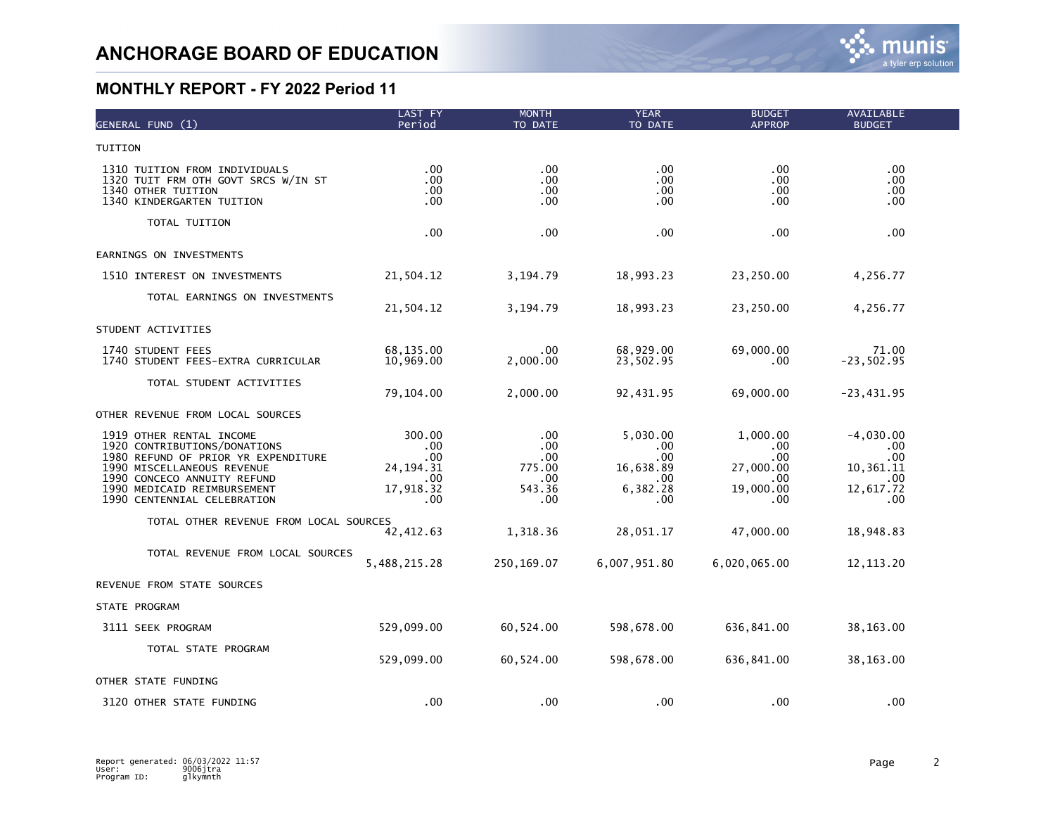# ANCHORAGE BOARD OF EDUCATION

## MONTHLY REPORT - FY 2022 Period 11

| GENERAL FUND (1) | LAST FY Period | MONTH TO DATE | YEAR TO DATE | BUDGET APPROP | AVAILABLE BUDGET |
|---|---|---|---|---|---|
| TUITION | | | | | |
| 1310 TUITION FROM INDIVIDUALS | .00 | .00 | .00 | .00 | .00 |
| 1320 TUIT FRM OTH GOVT SRCS W/IN ST | .00 | .00 | .00 | .00 | .00 |
| 1340 OTHER TUITION | .00 | .00 | .00 | .00 | .00 |
| 1340 KINDERGARTEN TUITION | .00 | .00 | .00 | .00 | .00 |
| TOTAL TUITION | .00 | .00 | .00 | .00 | .00 |
| EARNINGS ON INVESTMENTS | | | | | |
| 1510 INTEREST ON INVESTMENTS | 21,504.12 | 3,194.79 | 18,993.23 | 23,250.00 | 4,256.77 |
| TOTAL EARNINGS ON INVESTMENTS | 21,504.12 | 3,194.79 | 18,993.23 | 23,250.00 | 4,256.77 |
| STUDENT ACTIVITIES | | | | | |
| 1740 STUDENT FEES | 68,135.00 | .00 | 68,929.00 | 69,000.00 | 71.00 |
| 1740 STUDENT FEES-EXTRA CURRICULAR | 10,969.00 | 2,000.00 | 23,502.95 | .00 | -23,502.95 |
| TOTAL STUDENT ACTIVITIES | 79,104.00 | 2,000.00 | 92,431.95 | 69,000.00 | -23,431.95 |
| OTHER REVENUE FROM LOCAL SOURCES | | | | | |
| 1919 OTHER RENTAL INCOME | 300.00 | .00 | 5,030.00 | 1,000.00 | -4,030.00 |
| 1920 CONTRIBUTIONS/DONATIONS | .00 | .00 | .00 | .00 | .00 |
| 1980 REFUND OF PRIOR YR EXPENDITURE | .00 | .00 | .00 | .00 | .00 |
| 1990 MISCELLANEOUS REVENUE | 24,194.31 | 775.00 | 16,638.89 | 27,000.00 | 10,361.11 |
| 1990 CONCECO ANNUITY REFUND | .00 | .00 | .00 | .00 | .00 |
| 1990 MEDICAID REIMBURSEMENT | 17,918.32 | 543.36 | 6,382.28 | 19,000.00 | 12,617.72 |
| 1990 CENTENNIAL CELEBRATION | .00 | .00 | .00 | .00 | .00 |
| TOTAL OTHER REVENUE FROM LOCAL SOURCES | 42,412.63 | 1,318.36 | 28,051.17 | 47,000.00 | 18,948.83 |
| TOTAL REVENUE FROM LOCAL SOURCES | 5,488,215.28 | 250,169.07 | 6,007,951.80 | 6,020,065.00 | 12,113.20 |
| REVENUE FROM STATE SOURCES | | | | | |
| STATE PROGRAM | | | | | |
| 3111 SEEK PROGRAM | 529,099.00 | 60,524.00 | 598,678.00 | 636,841.00 | 38,163.00 |
| TOTAL STATE PROGRAM | 529,099.00 | 60,524.00 | 598,678.00 | 636,841.00 | 38,163.00 |
| OTHER STATE FUNDING | | | | | |
| 3120 OTHER STATE FUNDING | .00 | .00 | .00 | .00 | .00 |

Report generated: 06/03/2022 11:57
User: 9006jtra
Program ID: glkymnth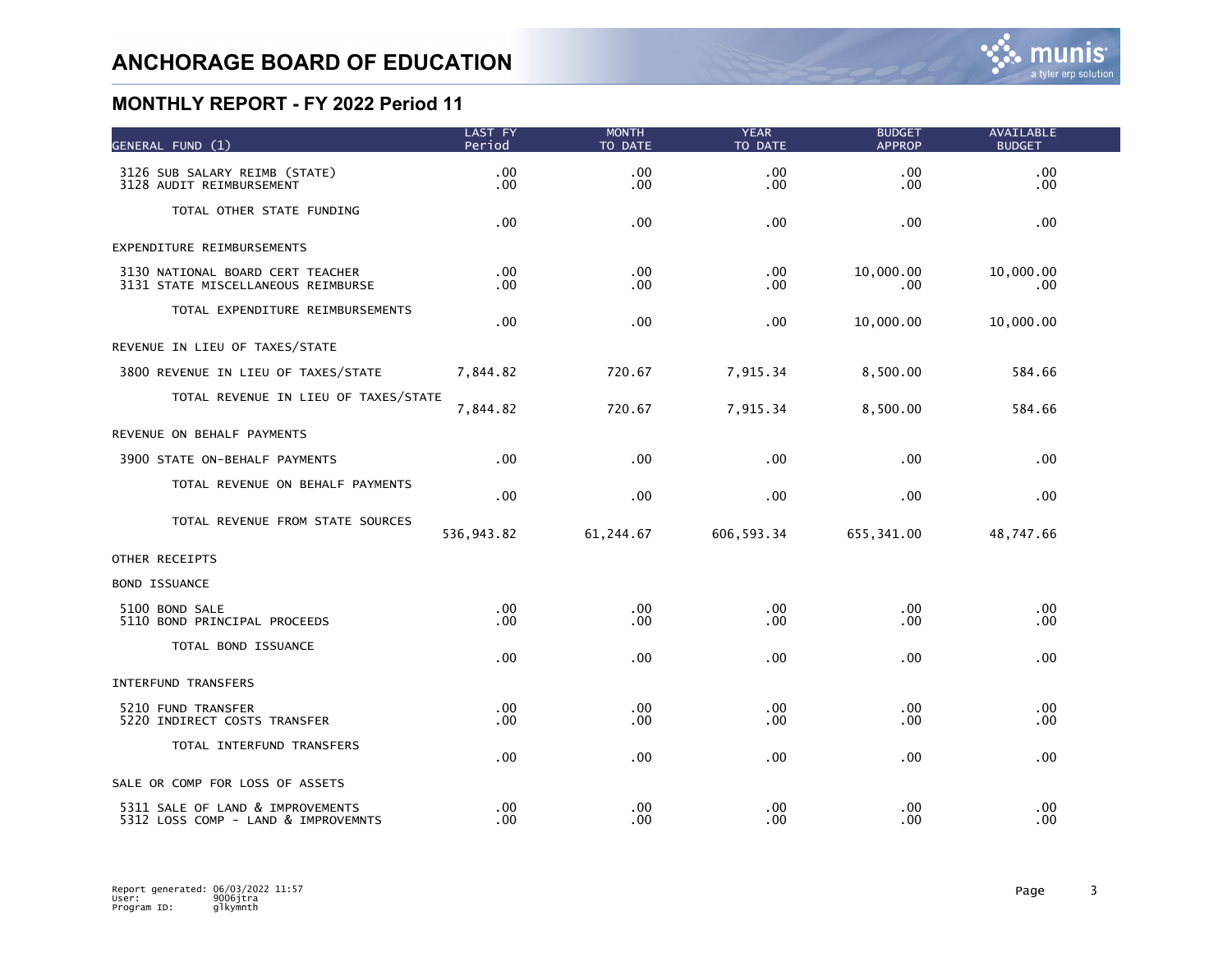# ANCHORAGE BOARD OF EDUCATION

## MONTHLY REPORT - FY 2022 Period 11

| GENERAL FUND (1) | LAST FY Period | MONTH TO DATE | YEAR TO DATE | BUDGET APPROP | AVAILABLE BUDGET |
|---|---|---|---|---|---|
| 3126 SUB SALARY REIMB (STATE) | .00 | .00 | .00 | .00 | .00 |
| 3128 AUDIT REIMBURSEMENT | .00 | .00 | .00 | .00 | .00 |
| TOTAL OTHER STATE FUNDING | .00 | .00 | .00 | .00 | .00 |
| EXPENDITURE REIMBURSEMENTS | | | | | |
| 3130 NATIONAL BOARD CERT TEACHER | .00 | .00 | .00 | 10,000.00 | 10,000.00 |
| 3131 STATE MISCELLANEOUS REIMBURSE | .00 | .00 | .00 | .00 | .00 |
| TOTAL EXPENDITURE REIMBURSEMENTS | .00 | .00 | .00 | 10,000.00 | 10,000.00 |
| REVENUE IN LIEU OF TAXES/STATE | | | | | |
| 3800 REVENUE IN LIEU OF TAXES/STATE | 7,844.82 | 720.67 | 7,915.34 | 8,500.00 | 584.66 |
| TOTAL REVENUE IN LIEU OF TAXES/STATE | 7,844.82 | 720.67 | 7,915.34 | 8,500.00 | 584.66 |
| REVENUE ON BEHALF PAYMENTS | | | | | |
| 3900 STATE ON-BEHALF PAYMENTS | .00 | .00 | .00 | .00 | .00 |
| TOTAL REVENUE ON BEHALF PAYMENTS | .00 | .00 | .00 | .00 | .00 |
| TOTAL REVENUE FROM STATE SOURCES | 536,943.82 | 61,244.67 | 606,593.34 | 655,341.00 | 48,747.66 |
| OTHER RECEIPTS | | | | | |
| BOND ISSUANCE | | | | | |
| 5100 BOND SALE | .00 | .00 | .00 | .00 | .00 |
| 5110 BOND PRINCIPAL PROCEEDS | .00 | .00 | .00 | .00 | .00 |
| TOTAL BOND ISSUANCE | .00 | .00 | .00 | .00 | .00 |
| INTERFUND TRANSFERS | | | | | |
| 5210 FUND TRANSFER | .00 | .00 | .00 | .00 | .00 |
| 5220 INDIRECT COSTS TRANSFER | .00 | .00 | .00 | .00 | .00 |
| TOTAL INTERFUND TRANSFERS | .00 | .00 | .00 | .00 | .00 |
| SALE OR COMP FOR LOSS OF ASSETS | | | | | |
| 5311 SALE OF LAND & IMPROVEMENTS | .00 | .00 | .00 | .00 | .00 |
| 5312 LOSS COMP - LAND & IMPROVEMNTS | .00 | .00 | .00 | .00 | .00 |

Report generated: 06/03/2022 11:57
User: 9006jtra
Program ID: glkymnth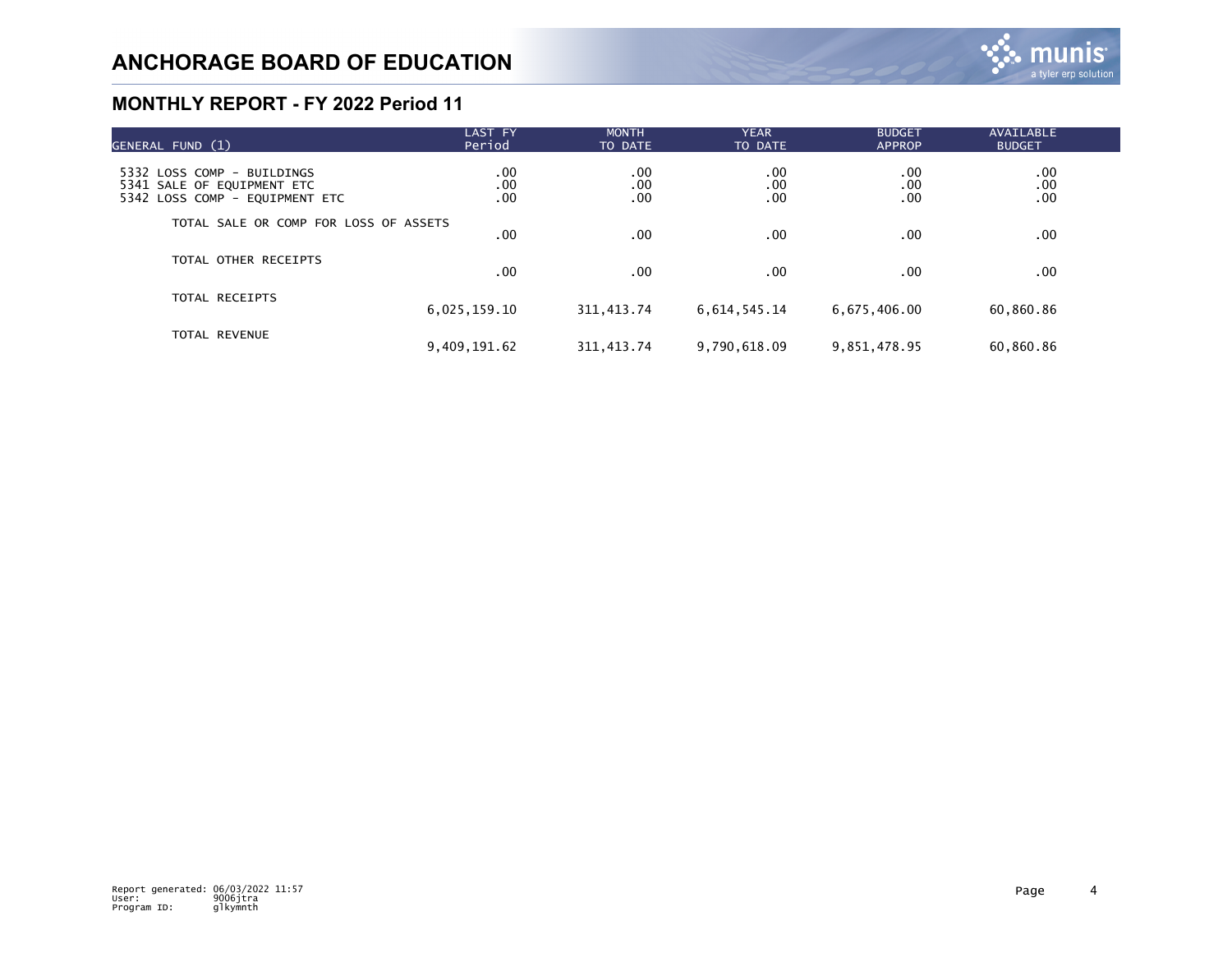# ANCHORAGE BOARD OF EDUCATION

## MONTHLY REPORT - FY 2022 Period 11

| GENERAL FUND (1) | LAST FY Period | MONTH TO DATE | YEAR TO DATE | BUDGET APPROP | AVAILABLE BUDGET |
|---|---|---|---|---|---|
| 5332 LOSS COMP - BUILDINGS | .00 | .00 | .00 | .00 | .00 |
| 5341 SALE OF EQUIPMENT ETC | .00 | .00 | .00 | .00 | .00 |
| 5342 LOSS COMP - EQUIPMENT ETC | .00 | .00 | .00 | .00 | .00 |
| TOTAL SALE OR COMP FOR LOSS OF ASSETS | .00 | .00 | .00 | .00 | .00 |
| TOTAL OTHER RECEIPTS | .00 | .00 | .00 | .00 | .00 |
| TOTAL RECEIPTS | 6,025,159.10 | 311,413.74 | 6,614,545.14 | 6,675,406.00 | 60,860.86 |
| TOTAL REVENUE | 9,409,191.62 | 311,413.74 | 9,790,618.09 | 9,851,478.95 | 60,860.86 |

Report generated: 06/03/2022 11:57
User: 9006jtra
Program ID: glkymnth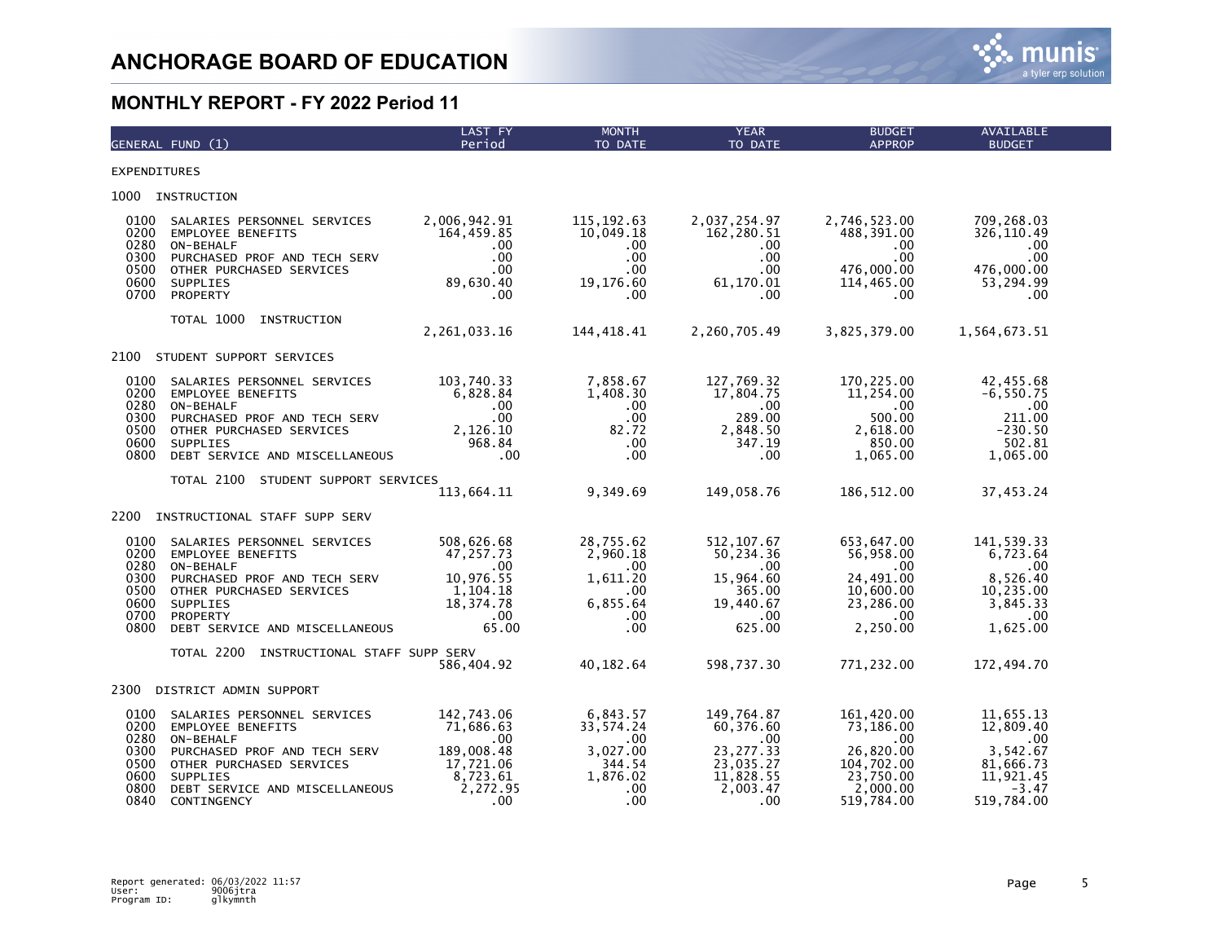# ANCHORAGE BOARD OF EDUCATION

## MONTHLY REPORT - FY 2022 Period 11

| GENERAL FUND (1) | | LAST FY Period | MONTH TO DATE | YEAR TO DATE | BUDGET APPROP | AVAILABLE BUDGET |
|---|---|---|---|---|---|---|
| **EXPENDITURES** | | | | | | |
| **1000 INSTRUCTION** | | | | | | |
| 0100 | SALARIES PERSONNEL SERVICES | 2,006,942.91 | 115,192.63 | 2,037,254.97 | 2,746,523.00 | 709,268.03 |
| 0200 | EMPLOYEE BENEFITS | 164,459.85 | 10,049.18 | 162,280.51 | 488,391.00 | 326,110.49 |
| 0280 | ON-BEHALF | .00 | .00 | .00 | .00 | .00 |
| 0300 | PURCHASED PROF AND TECH SERV | .00 | .00 | .00 | .00 | .00 |
| 0500 | OTHER PURCHASED SERVICES | .00 | .00 | .00 | 476,000.00 | 476,000.00 |
| 0600 | SUPPLIES | 89,630.40 | 19,176.60 | 61,170.01 | 114,465.00 | 53,294.99 |
| 0700 | PROPERTY | .00 | .00 | .00 | .00 | .00 |
| | TOTAL 1000 INSTRUCTION | 2,261,033.16 | 144,418.41 | 2,260,705.49 | 3,825,379.00 | 1,564,673.51 |
| **2100 STUDENT SUPPORT SERVICES** | | | | | | |
| 0100 | SALARIES PERSONNEL SERVICES | 103,740.33 | 7,858.67 | 127,769.32 | 170,225.00 | 42,455.68 |
| 0200 | EMPLOYEE BENEFITS | 6,828.84 | 1,408.30 | 17,804.75 | 11,254.00 | -6,550.75 |
| 0280 | ON-BEHALF | .00 | .00 | .00 | .00 | .00 |
| 0300 | PURCHASED PROF AND TECH SERV | .00 | .00 | 289.00 | 500.00 | 211.00 |
| 0500 | OTHER PURCHASED SERVICES | 2,126.10 | 82.72 | 2,848.50 | 2,618.00 | -230.50 |
| 0600 | SUPPLIES | 968.84 | .00 | 347.19 | 850.00 | 502.81 |
| 0800 | DEBT SERVICE AND MISCELLANEOUS | .00 | .00 | .00 | 1,065.00 | 1,065.00 |
| | TOTAL 2100 STUDENT SUPPORT SERVICES | 113,664.11 | 9,349.69 | 149,058.76 | 186,512.00 | 37,453.24 |
| **2200 INSTRUCTIONAL STAFF SUPP SERV** | | | | | | |
| 0100 | SALARIES PERSONNEL SERVICES | 508,626.68 | 28,755.62 | 512,107.67 | 653,647.00 | 141,539.33 |
| 0200 | EMPLOYEE BENEFITS | 47,257.73 | 2,960.18 | 50,234.36 | 56,958.00 | 6,723.64 |
| 0280 | ON-BEHALF | .00 | .00 | .00 | .00 | .00 |
| 0300 | PURCHASED PROF AND TECH SERV | 10,976.55 | 1,611.20 | 15,964.60 | 24,491.00 | 8,526.40 |
| 0500 | OTHER PURCHASED SERVICES | 1,104.18 | .00 | 365.00 | 10,600.00 | 10,235.00 |
| 0600 | SUPPLIES | 18,374.78 | 6,855.64 | 19,440.67 | 23,286.00 | 3,845.33 |
| 0700 | PROPERTY | .00 | .00 | .00 | .00 | .00 |
| 0800 | DEBT SERVICE AND MISCELLANEOUS | 65.00 | .00 | 625.00 | 2,250.00 | 1,625.00 |
| | TOTAL 2200 INSTRUCTIONAL STAFF SUPP SERV | 586,404.92 | 40,182.64 | 598,737.30 | 771,232.00 | 172,494.70 |
| **2300 DISTRICT ADMIN SUPPORT** | | | | | | |
| 0100 | SALARIES PERSONNEL SERVICES | 142,743.06 | 6,843.57 | 149,764.87 | 161,420.00 | 11,655.13 |
| 0200 | EMPLOYEE BENEFITS | 71,686.63 | 33,574.24 | 60,376.60 | 73,186.00 | 12,809.40 |
| 0280 | ON-BEHALF | .00 | .00 | .00 | .00 | .00 |
| 0300 | PURCHASED PROF AND TECH SERV | 189,008.48 | 3,027.00 | 23,277.33 | 26,820.00 | 3,542.67 |
| 0500 | OTHER PURCHASED SERVICES | 17,721.06 | 344.54 | 23,035.27 | 104,702.00 | 81,666.73 |
| 0600 | SUPPLIES | 8,723.61 | 1,876.02 | 11,828.55 | 23,750.00 | 11,921.45 |
| 0800 | DEBT SERVICE AND MISCELLANEOUS | 2,272.95 | .00 | 2,003.47 | 2,000.00 | -3.47 |
| 0840 | CONTINGENCY | .00 | .00 | .00 | 519,784.00 | 519,784.00 |

Report generated: 06/03/2022 11:57
User: 9006jtra
Program ID: glkymnth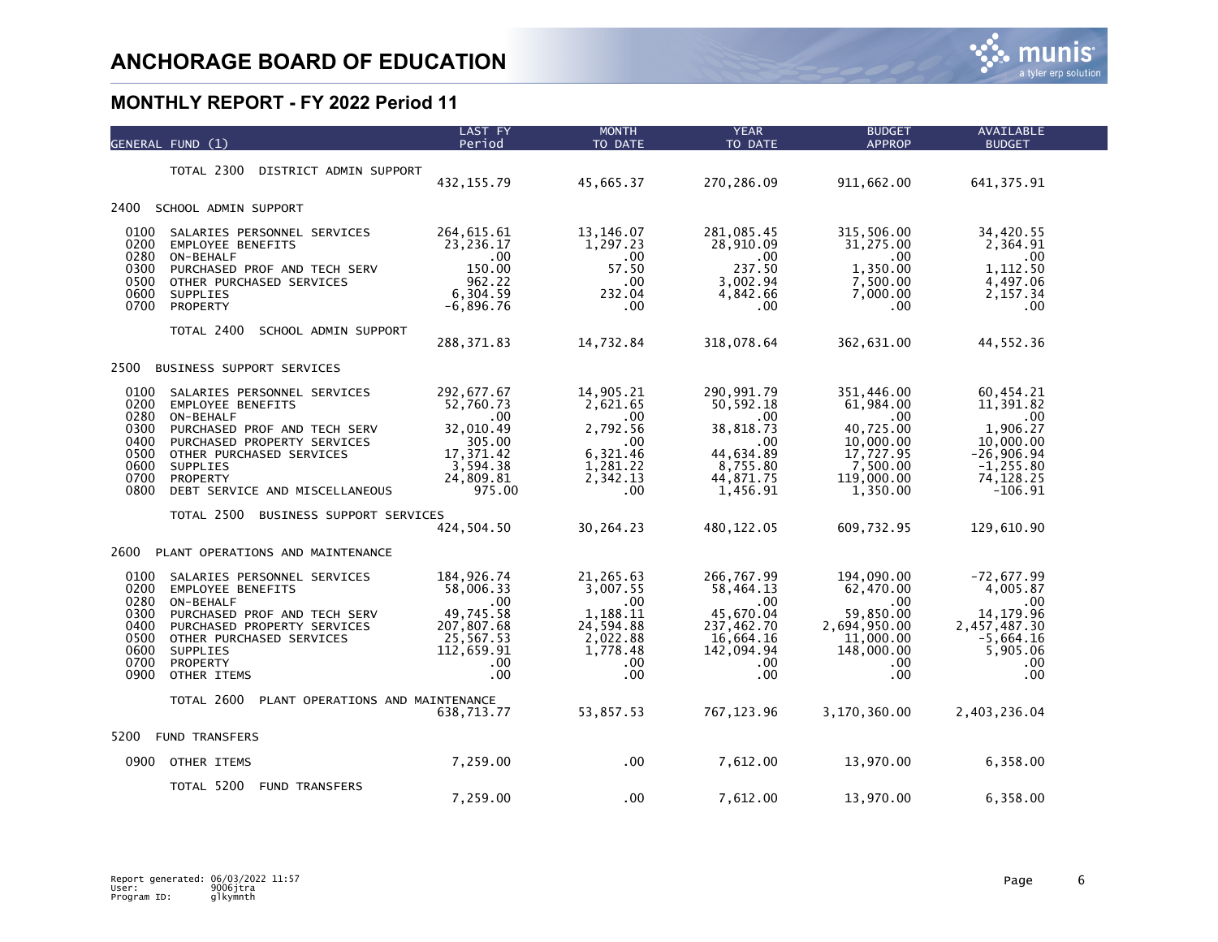# ANCHORAGE BOARD OF EDUCATION

## MONTHLY REPORT - FY 2022 Period 11

| GENERAL FUND (1) | LAST FY Period | MONTH TO DATE | YEAR TO DATE | BUDGET APPROP | AVAILABLE BUDGET |
|---|---|---|---|---|---|
| TOTAL 2300 DISTRICT ADMIN SUPPORT | 432,155.79 | 45,665.37 | 270,286.09 | 911,662.00 | 641,375.91 |
| **2400 SCHOOL ADMIN SUPPORT** | | | | | |
| 0100 SALARIES PERSONNEL SERVICES | 264,615.61 | 13,146.07 | 281,085.45 | 315,506.00 | 34,420.55 |
| 0200 EMPLOYEE BENEFITS | 23,236.17 | 1,297.23 | 28,910.09 | 31,275.00 | 2,364.91 |
| 0280 ON-BEHALF | .00 | .00 | .00 | .00 | .00 |
| 0300 PURCHASED PROF AND TECH SERV | 150.00 | 57.50 | 237.50 | 1,350.00 | 1,112.50 |
| 0500 OTHER PURCHASED SERVICES | 962.22 | .00 | 3,002.94 | 7,500.00 | 4,497.06 |
| 0600 SUPPLIES | 6,304.59 | 232.04 | 4,842.66 | 7,000.00 | 2,157.34 |
| 0700 PROPERTY | -6,896.76 | .00 | .00 | .00 | .00 |
| TOTAL 2400 SCHOOL ADMIN SUPPORT | 288,371.83 | 14,732.84 | 318,078.64 | 362,631.00 | 44,552.36 |
| **2500 BUSINESS SUPPORT SERVICES** | | | | | |
| 0100 SALARIES PERSONNEL SERVICES | 292,677.67 | 14,905.21 | 290,991.79 | 351,446.00 | 60,454.21 |
| 0200 EMPLOYEE BENEFITS | 52,760.73 | 2,621.65 | 50,592.18 | 61,984.00 | 11,391.82 |
| 0280 ON-BEHALF | .00 | .00 | .00 | .00 | .00 |
| 0300 PURCHASED PROF AND TECH SERV | 32,010.49 | 2,792.56 | 38,818.73 | 40,725.00 | 1,906.27 |
| 0400 PURCHASED PROPERTY SERVICES | 305.00 | .00 | .00 | 10,000.00 | 10,000.00 |
| 0500 OTHER PURCHASED SERVICES | 17,371.42 | 6,321.46 | 44,634.89 | 17,727.95 | -26,906.94 |
| 0600 SUPPLIES | 3,594.38 | 1,281.22 | 8,755.80 | 7,500.00 | -1,255.80 |
| 0700 PROPERTY | 24,809.81 | 2,342.13 | 44,871.75 | 119,000.00 | 74,128.25 |
| 0800 DEBT SERVICE AND MISCELLANEOUS | 975.00 | .00 | 1,456.91 | 1,350.00 | -106.91 |
| TOTAL 2500 BUSINESS SUPPORT SERVICES | 424,504.50 | 30,264.23 | 480,122.05 | 609,732.95 | 129,610.90 |
| **2600 PLANT OPERATIONS AND MAINTENANCE** | | | | | |
| 0100 SALARIES PERSONNEL SERVICES | 184,926.74 | 21,265.63 | 266,767.99 | 194,090.00 | -72,677.99 |
| 0200 EMPLOYEE BENEFITS | 58,006.33 | 3,007.55 | 58,464.13 | 62,470.00 | 4,005.87 |
| 0280 ON-BEHALF | .00 | .00 | .00 | .00 | .00 |
| 0300 PURCHASED PROF AND TECH SERV | 49,745.58 | 1,188.11 | 45,670.04 | 59,850.00 | 14,179.96 |
| 0400 PURCHASED PROPERTY SERVICES | 207,807.68 | 24,594.88 | 237,462.70 | 2,694,950.00 | 2,457,487.30 |
| 0500 OTHER PURCHASED SERVICES | 25,567.53 | 2,022.88 | 16,664.16 | 11,000.00 | -5,664.16 |
| 0600 SUPPLIES | 112,659.91 | 1,778.48 | 142,094.94 | 148,000.00 | 5,905.06 |
| 0700 PROPERTY | .00 | .00 | .00 | .00 | .00 |
| 0900 OTHER ITEMS | .00 | .00 | .00 | .00 | .00 |
| TOTAL 2600 PLANT OPERATIONS AND MAINTENANCE | 638,713.77 | 53,857.53 | 767,123.96 | 3,170,360.00 | 2,403,236.04 |
| **5200 FUND TRANSFERS** | | | | | |
| 0900 OTHER ITEMS | 7,259.00 | .00 | 7,612.00 | 13,970.00 | 6,358.00 |
| TOTAL 5200 FUND TRANSFERS | 7,259.00 | .00 | 7,612.00 | 13,970.00 | 6,358.00 |

Report generated: 06/03/2022 11:57
User: 9006jtra
Program ID: glkymnth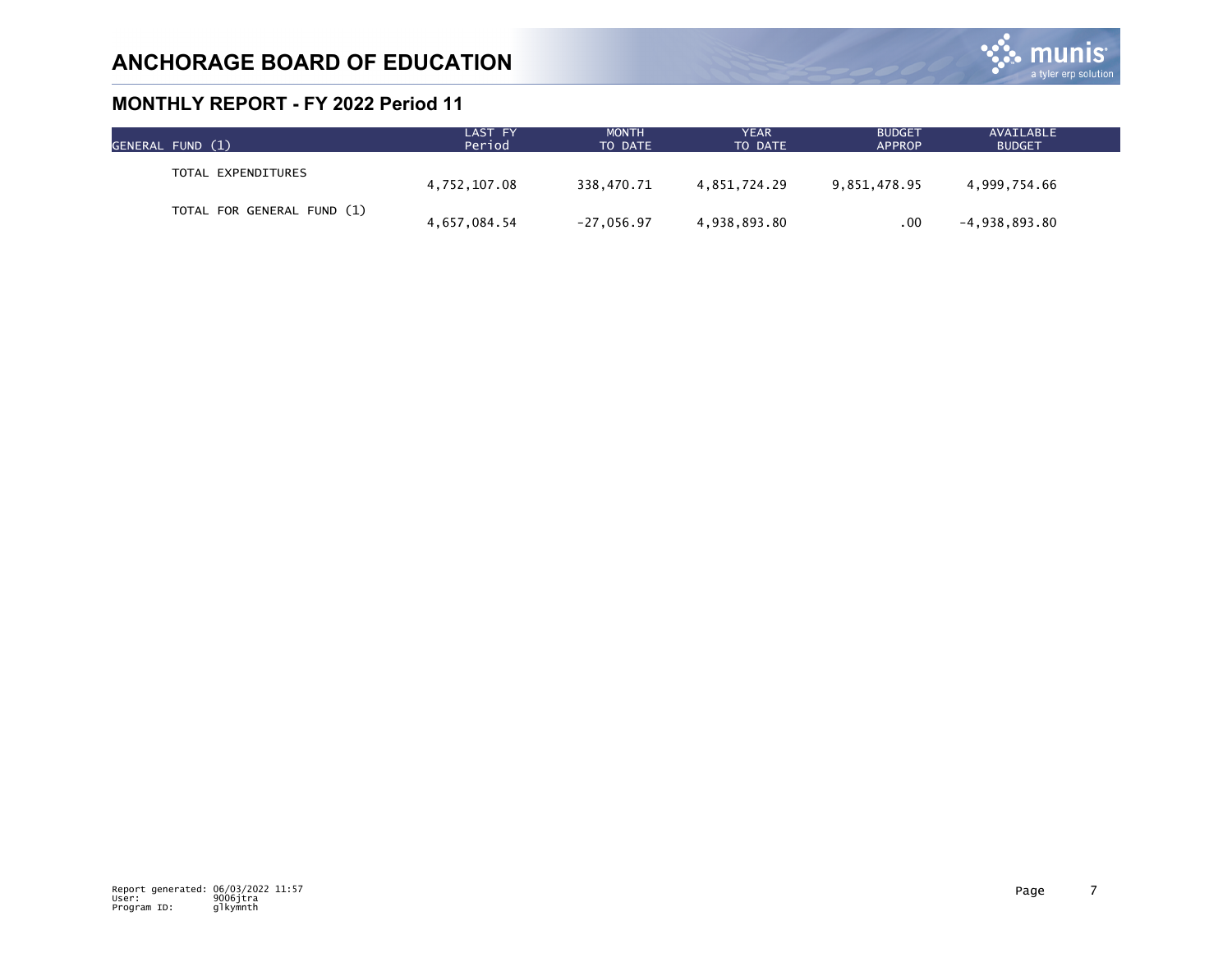# ANCHORAGE BOARD OF EDUCATION

## MONTHLY REPORT - FY 2022 Period 11

| GENERAL FUND (1) | LAST FY Period | MONTH TO DATE | YEAR TO DATE | BUDGET APPROP | AVAILABLE BUDGET |
|---|---|---|---|---|---|
| TOTAL EXPENDITURES | 4,752,107.08 | 338,470.71 | 4,851,724.29 | 9,851,478.95 | 4,999,754.66 |
| TOTAL FOR GENERAL FUND (1) | 4,657,084.54 | -27,056.97 | 4,938,893.80 | .00 | -4,938,893.80 |

Report generated: 06/03/2022 11:57
User: 9006jtra
Program ID: glkymnth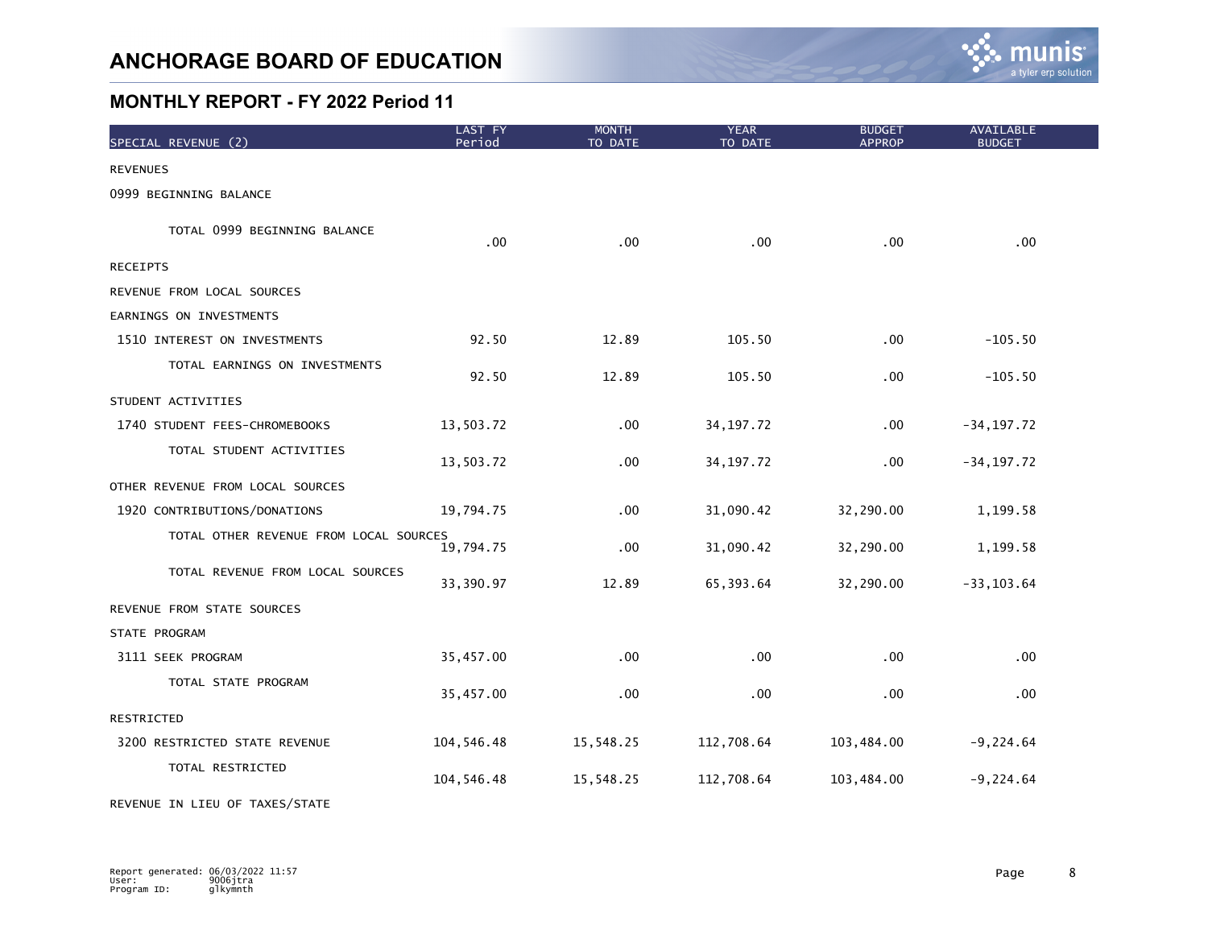# ANCHORAGE BOARD OF EDUCATION

## MONTHLY REPORT - FY 2022 Period 11

| SPECIAL REVENUE (2) | LAST FY Period | MONTH TO DATE | YEAR TO DATE | BUDGET APPROP | AVAILABLE BUDGET |
|---|---|---|---|---|---|
| REVENUES | | | | | |
| 0999 BEGINNING BALANCE | | | | | |
| TOTAL 0999 BEGINNING BALANCE | .00 | .00 | .00 | .00 | .00 |
| RECEIPTS | | | | | |
| REVENUE FROM LOCAL SOURCES | | | | | |
| EARNINGS ON INVESTMENTS | | | | | |
| 1510 INTEREST ON INVESTMENTS | 92.50 | 12.89 | 105.50 | .00 | -105.50 |
| TOTAL EARNINGS ON INVESTMENTS | 92.50 | 12.89 | 105.50 | .00 | -105.50 |
| STUDENT ACTIVITIES | | | | | |
| 1740 STUDENT FEES-CHROMEBOOKS | 13,503.72 | .00 | 34,197.72 | .00 | -34,197.72 |
| TOTAL STUDENT ACTIVITIES | 13,503.72 | .00 | 34,197.72 | .00 | -34,197.72 |
| OTHER REVENUE FROM LOCAL SOURCES | | | | | |
| 1920 CONTRIBUTIONS/DONATIONS | 19,794.75 | .00 | 31,090.42 | 32,290.00 | 1,199.58 |
| TOTAL OTHER REVENUE FROM LOCAL SOURCES | 19,794.75 | .00 | 31,090.42 | 32,290.00 | 1,199.58 |
| TOTAL REVENUE FROM LOCAL SOURCES | 33,390.97 | 12.89 | 65,393.64 | 32,290.00 | -33,103.64 |
| REVENUE FROM STATE SOURCES | | | | | |
| STATE PROGRAM | | | | | |
| 3111 SEEK PROGRAM | 35,457.00 | .00 | .00 | .00 | .00 |
| TOTAL STATE PROGRAM | 35,457.00 | .00 | .00 | .00 | .00 |
| RESTRICTED | | | | | |
| 3200 RESTRICTED STATE REVENUE | 104,546.48 | 15,548.25 | 112,708.64 | 103,484.00 | -9,224.64 |
| TOTAL RESTRICTED | 104,546.48 | 15,548.25 | 112,708.64 | 103,484.00 | -9,224.64 |
| REVENUE IN LIEU OF TAXES/STATE | | | | | |

Report generated: 06/03/2022 11:57
User: 9006jtra
Program ID: glkymnth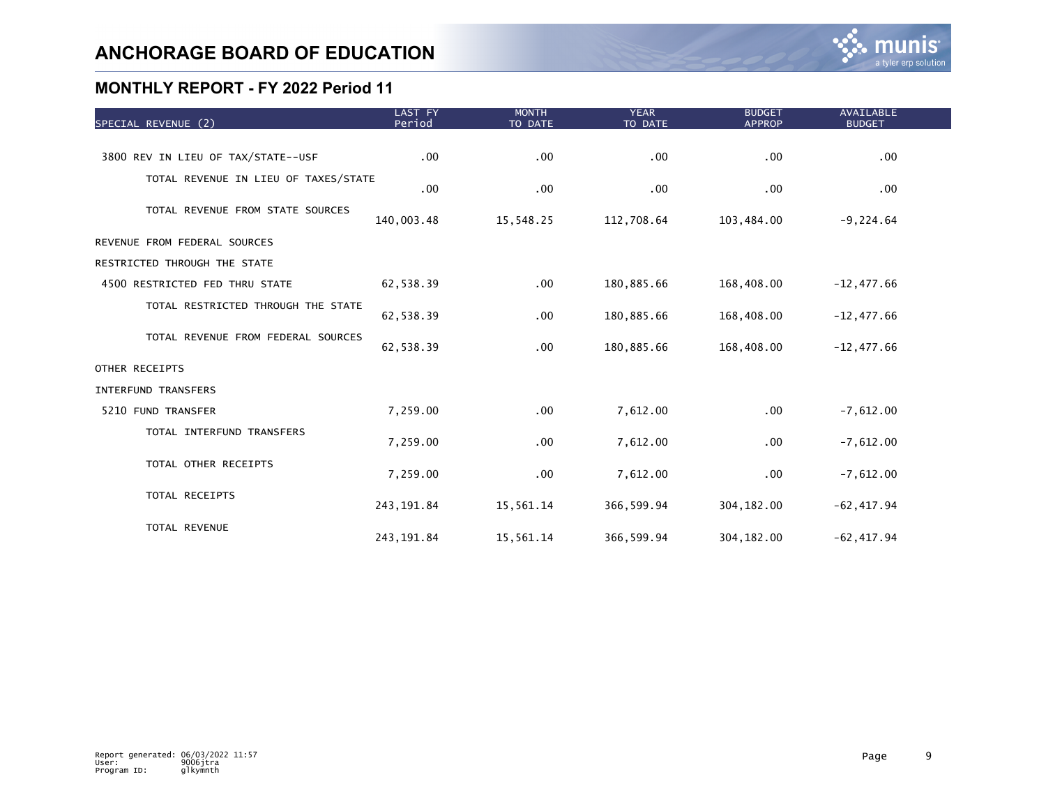# ANCHORAGE BOARD OF EDUCATION

## MONTHLY REPORT - FY 2022 Period 11

| SPECIAL REVENUE (2) | LAST FY Period | MONTH TO DATE | YEAR TO DATE | BUDGET APPROP | AVAILABLE BUDGET |
|---|---|---|---|---|---|
| 3800 REV IN LIEU OF TAX/STATE--USF | .00 | .00 | .00 | .00 | .00 |
| TOTAL REVENUE IN LIEU OF TAXES/STATE | .00 | .00 | .00 | .00 | .00 |
| TOTAL REVENUE FROM STATE SOURCES | 140,003.48 | 15,548.25 | 112,708.64 | 103,484.00 | -9,224.64 |
| REVENUE FROM FEDERAL SOURCES | | | | | |
| RESTRICTED THROUGH THE STATE | | | | | |
| 4500 RESTRICTED FED THRU STATE | 62,538.39 | .00 | 180,885.66 | 168,408.00 | -12,477.66 |
| TOTAL RESTRICTED THROUGH THE STATE | 62,538.39 | .00 | 180,885.66 | 168,408.00 | -12,477.66 |
| TOTAL REVENUE FROM FEDERAL SOURCES | 62,538.39 | .00 | 180,885.66 | 168,408.00 | -12,477.66 |
| OTHER RECEIPTS | | | | | |
| INTERFUND TRANSFERS | | | | | |
| 5210 FUND TRANSFER | 7,259.00 | .00 | 7,612.00 | .00 | -7,612.00 |
| TOTAL INTERFUND TRANSFERS | 7,259.00 | .00 | 7,612.00 | .00 | -7,612.00 |
| TOTAL OTHER RECEIPTS | 7,259.00 | .00 | 7,612.00 | .00 | -7,612.00 |
| TOTAL RECEIPTS | 243,191.84 | 15,561.14 | 366,599.94 | 304,182.00 | -62,417.94 |
| TOTAL REVENUE | 243,191.84 | 15,561.14 | 366,599.94 | 304,182.00 | -62,417.94 |

Report generated: 06/03/2022 11:57
User: 9006jtra
Program ID: glkymnth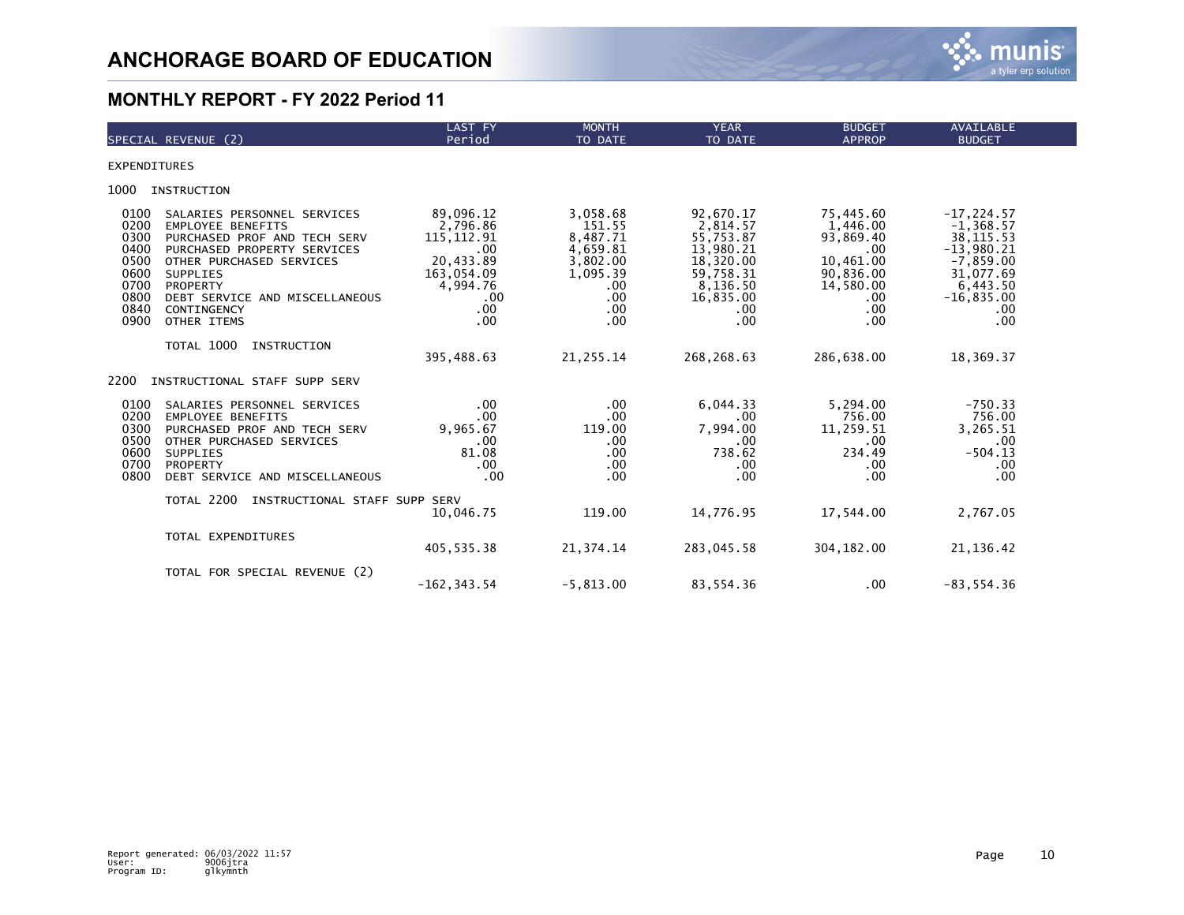# ANCHORAGE BOARD OF EDUCATION

## MONTHLY REPORT - FY 2022 Period 11

| SPECIAL REVENUE (2) | | LAST FY Period | MONTH TO DATE | YEAR TO DATE | BUDGET APPROP | AVAILABLE BUDGET |
|---|---|---|---|---|---|---|
| EXPENDITURES | | | | | | |
| 1000 | INSTRUCTION | | | | | |
| 0100 | SALARIES PERSONNEL SERVICES | 89,096.12 | 3,058.68 | 92,670.17 | 75,445.60 | -17,224.57 |
| 0200 | EMPLOYEE BENEFITS | 2,796.86 | 151.55 | 2,814.57 | 1,446.00 | -1,368.57 |
| 0300 | PURCHASED PROF AND TECH SERV | 115,112.91 | 8,487.71 | 55,753.87 | 93,869.40 | 38,115.53 |
| 0400 | PURCHASED PROPERTY SERVICES | .00 | 4,659.81 | 13,980.21 | .00 | -13,980.21 |
| 0500 | OTHER PURCHASED SERVICES | 20,433.89 | 3,802.00 | 18,320.00 | 10,461.00 | -7,859.00 |
| 0600 | SUPPLIES | 163,054.09 | 1,095.39 | 59,758.31 | 90,836.00 | 31,077.69 |
| 0700 | PROPERTY | 4,994.76 | .00 | 8,136.50 | 14,580.00 | 6,443.50 |
| 0800 | DEBT SERVICE AND MISCELLANEOUS | .00 | .00 | 16,835.00 | .00 | -16,835.00 |
| 0840 | CONTINGENCY | .00 | .00 | .00 | .00 | .00 |
| 0900 | OTHER ITEMS | .00 | .00 | .00 | .00 | .00 |
| | TOTAL 1000 INSTRUCTION | 395,488.63 | 21,255.14 | 268,268.63 | 286,638.00 | 18,369.37 |
| 2200 | INSTRUCTIONAL STAFF SUPP SERV | | | | | |
| 0100 | SALARIES PERSONNEL SERVICES | .00 | .00 | 6,044.33 | 5,294.00 | -750.33 |
| 0200 | EMPLOYEE BENEFITS | .00 | .00 | .00 | 756.00 | 756.00 |
| 0300 | PURCHASED PROF AND TECH SERV | 9,965.67 | 119.00 | 7,994.00 | 11,259.51 | 3,265.51 |
| 0500 | OTHER PURCHASED SERVICES | .00 | .00 | .00 | .00 | .00 |
| 0600 | SUPPLIES | 81.08 | .00 | 738.62 | 234.49 | -504.13 |
| 0700 | PROPERTY | .00 | .00 | .00 | .00 | .00 |
| 0800 | DEBT SERVICE AND MISCELLANEOUS | .00 | .00 | .00 | .00 | .00 |
| | TOTAL 2200 INSTRUCTIONAL STAFF SUPP SERV | 10,046.75 | 119.00 | 14,776.95 | 17,544.00 | 2,767.05 |
| | TOTAL EXPENDITURES | 405,535.38 | 21,374.14 | 283,045.58 | 304,182.00 | 21,136.42 |
| | TOTAL FOR SPECIAL REVENUE (2) | -162,343.54 | -5,813.00 | 83,554.36 | .00 | -83,554.36 |

Report generated: 06/03/2022 11:57
User: 9006jtra
Program ID: glkymnth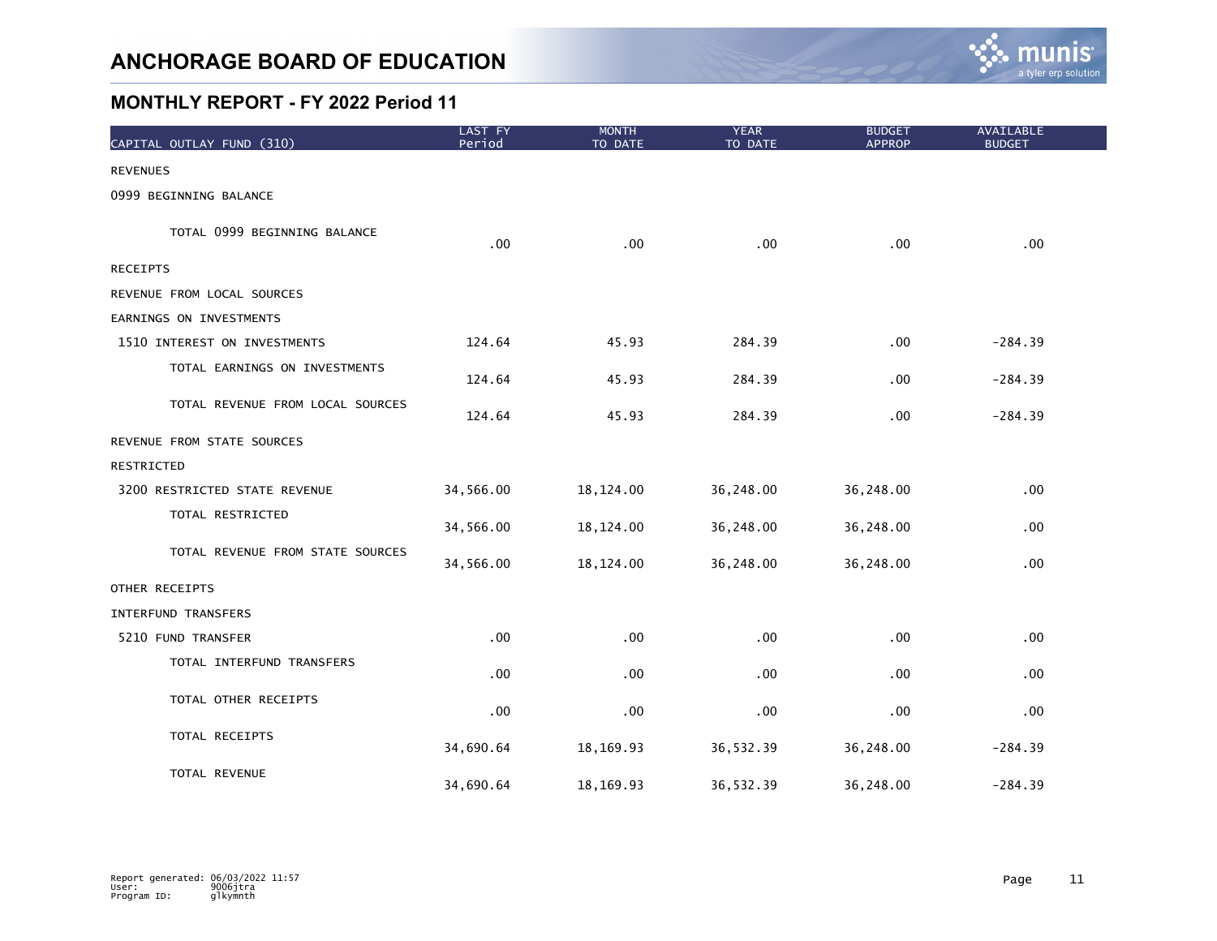# ANCHORAGE BOARD OF EDUCATION

## MONTHLY REPORT - FY 2022 Period 11

| CAPITAL OUTLAY FUND (310) | LAST FY Period | MONTH TO DATE | YEAR TO DATE | BUDGET APPROP | AVAILABLE BUDGET |
|---|---|---|---|---|---|
| REVENUES | | | | | |
| 0999 BEGINNING BALANCE | | | | | |
| TOTAL 0999 BEGINNING BALANCE | .00 | .00 | .00 | .00 | .00 |
| RECEIPTS | | | | | |
| REVENUE FROM LOCAL SOURCES | | | | | |
| EARNINGS ON INVESTMENTS | | | | | |
| 1510 INTEREST ON INVESTMENTS | 124.64 | 45.93 | 284.39 | .00 | -284.39 |
| TOTAL EARNINGS ON INVESTMENTS | 124.64 | 45.93 | 284.39 | .00 | -284.39 |
| TOTAL REVENUE FROM LOCAL SOURCES | 124.64 | 45.93 | 284.39 | .00 | -284.39 |
| REVENUE FROM STATE SOURCES | | | | | |
| RESTRICTED | | | | | |
| 3200 RESTRICTED STATE REVENUE | 34,566.00 | 18,124.00 | 36,248.00 | 36,248.00 | .00 |
| TOTAL RESTRICTED | 34,566.00 | 18,124.00 | 36,248.00 | 36,248.00 | .00 |
| TOTAL REVENUE FROM STATE SOURCES | 34,566.00 | 18,124.00 | 36,248.00 | 36,248.00 | .00 |
| OTHER RECEIPTS | | | | | |
| INTERFUND TRANSFERS | | | | | |
| 5210 FUND TRANSFER | .00 | .00 | .00 | .00 | .00 |
| TOTAL INTERFUND TRANSFERS | .00 | .00 | .00 | .00 | .00 |
| TOTAL OTHER RECEIPTS | .00 | .00 | .00 | .00 | .00 |
| TOTAL RECEIPTS | 34,690.64 | 18,169.93 | 36,532.39 | 36,248.00 | -284.39 |
| TOTAL REVENUE | 34,690.64 | 18,169.93 | 36,532.39 | 36,248.00 | -284.39 |

Report generated: 06/03/2022 11:57
User: 9006jtra
Program ID: glkymnth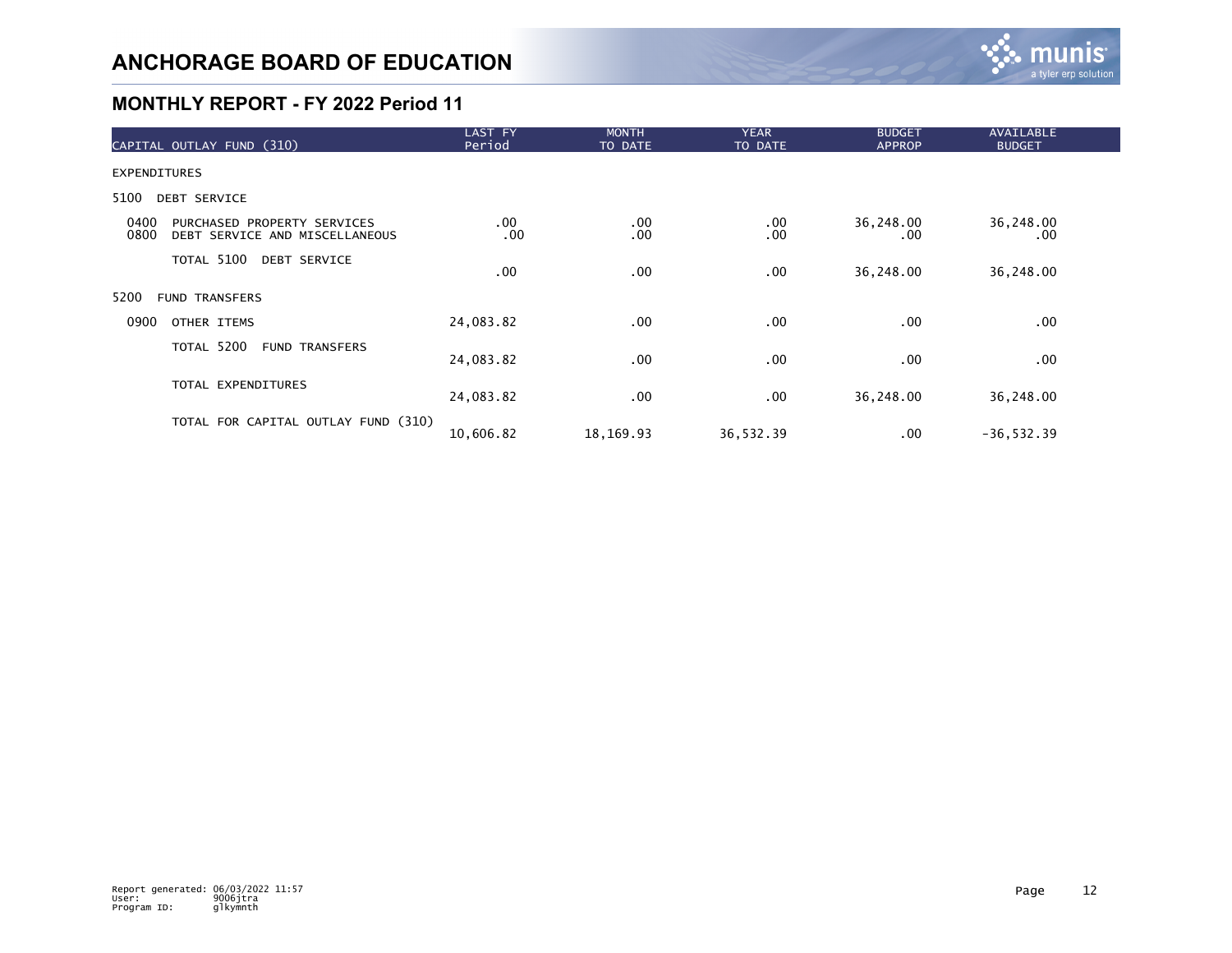# ANCHORAGE BOARD OF EDUCATION

## MONTHLY REPORT - FY 2022 Period 11

| CAPITAL OUTLAY FUND (310) | LAST FY Period | MONTH TO DATE | YEAR TO DATE | BUDGET APPROP | AVAILABLE BUDGET |
|---|---|---|---|---|---|
| EXPENDITURES | | | | | |
| 5100 DEBT SERVICE | | | | | |
| 0400 PURCHASED PROPERTY SERVICES | .00 | .00 | .00 | 36,248.00 | 36,248.00 |
| 0800 DEBT SERVICE AND MISCELLANEOUS | .00 | .00 | .00 | .00 | .00 |
| TOTAL 5100 DEBT SERVICE | .00 | .00 | .00 | 36,248.00 | 36,248.00 |
| 5200 FUND TRANSFERS | | | | | |
| 0900 OTHER ITEMS | 24,083.82 | .00 | .00 | .00 | .00 |
| TOTAL 5200 FUND TRANSFERS | 24,083.82 | .00 | .00 | .00 | .00 |
| TOTAL EXPENDITURES | 24,083.82 | .00 | .00 | 36,248.00 | 36,248.00 |
| TOTAL FOR CAPITAL OUTLAY FUND (310) | 10,606.82 | 18,169.93 | 36,532.39 | .00 | -36,532.39 |

Report generated: 06/03/2022 11:57
User: 9006jtra
Program ID: glkymnth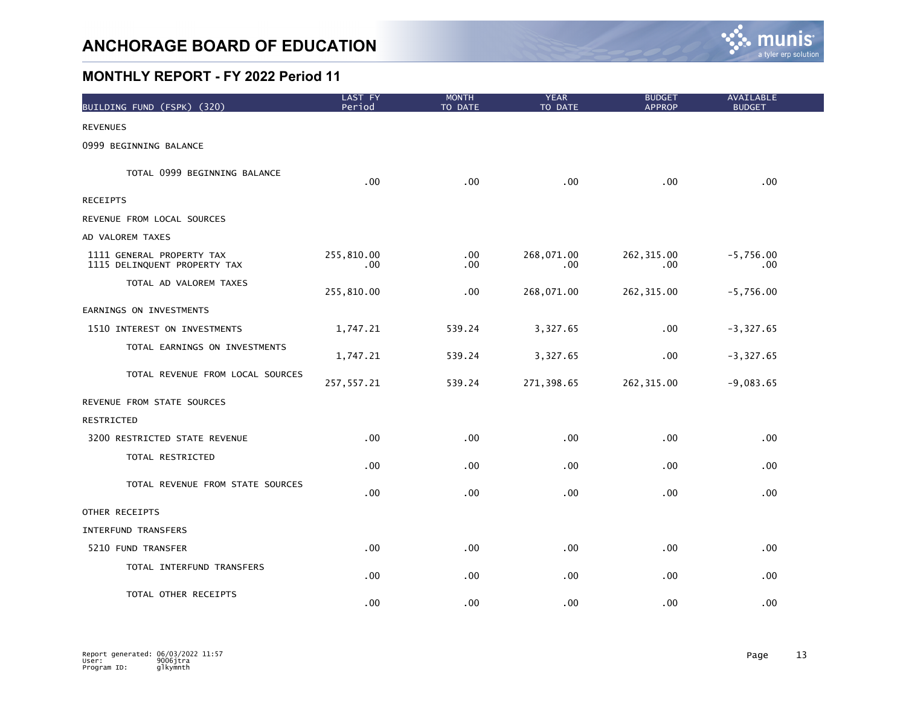# ANCHORAGE BOARD OF EDUCATION

## MONTHLY REPORT - FY 2022 Period 11

| BUILDING FUND (FSPK) (320) | LAST FY Period | MONTH TO DATE | YEAR TO DATE | BUDGET APPROP | AVAILABLE BUDGET |
|---|---|---|---|---|---|
| REVENUES | | | | | |
| 0999 BEGINNING BALANCE | | | | | |
| TOTAL 0999 BEGINNING BALANCE | .00 | .00 | .00 | .00 | .00 |
| RECEIPTS | | | | | |
| REVENUE FROM LOCAL SOURCES | | | | | |
| AD VALOREM TAXES | | | | | |
| 1111 GENERAL PROPERTY TAX | 255,810.00 | .00 | 268,071.00 | 262,315.00 | -5,756.00 |
| 1115 DELINQUENT PROPERTY TAX | .00 | .00 | .00 | .00 | .00 |
| TOTAL AD VALOREM TAXES | 255,810.00 | .00 | 268,071.00 | 262,315.00 | -5,756.00 |
| EARNINGS ON INVESTMENTS | | | | | |
| 1510 INTEREST ON INVESTMENTS | 1,747.21 | 539.24 | 3,327.65 | .00 | -3,327.65 |
| TOTAL EARNINGS ON INVESTMENTS | 1,747.21 | 539.24 | 3,327.65 | .00 | -3,327.65 |
| TOTAL REVENUE FROM LOCAL SOURCES | 257,557.21 | 539.24 | 271,398.65 | 262,315.00 | -9,083.65 |
| REVENUE FROM STATE SOURCES | | | | | |
| RESTRICTED | | | | | |
| 3200 RESTRICTED STATE REVENUE | .00 | .00 | .00 | .00 | .00 |
| TOTAL RESTRICTED | .00 | .00 | .00 | .00 | .00 |
| TOTAL REVENUE FROM STATE SOURCES | .00 | .00 | .00 | .00 | .00 |
| OTHER RECEIPTS | | | | | |
| INTERFUND TRANSFERS | | | | | |
| 5210 FUND TRANSFER | .00 | .00 | .00 | .00 | .00 |
| TOTAL INTERFUND TRANSFERS | .00 | .00 | .00 | .00 | .00 |
| TOTAL OTHER RECEIPTS | .00 | .00 | .00 | .00 | .00 |

Report generated: 06/03/2022 11:57
User: 9006jtra
Program ID: glkymnth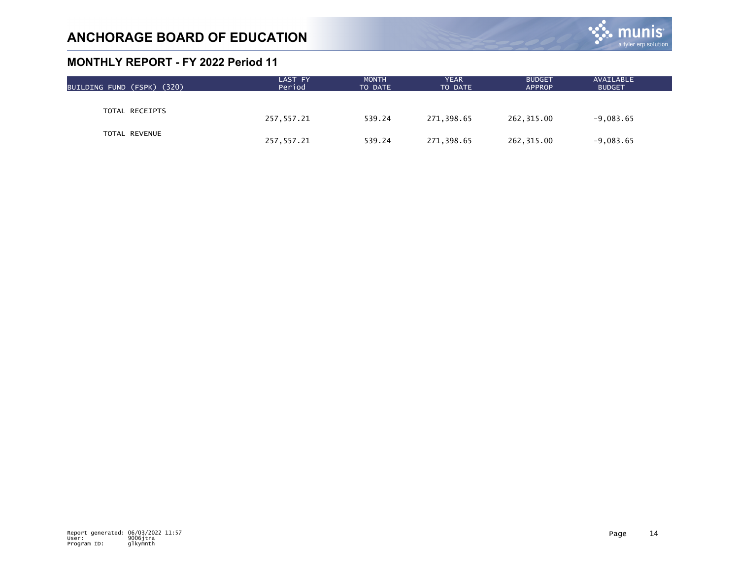# ANCHORAGE BOARD OF EDUCATION

## MONTHLY REPORT - FY 2022 Period 11

| BUILDING FUND (FSPK) (320) | LAST FY Period | MONTH TO DATE | YEAR TO DATE | BUDGET APPROP | AVAILABLE BUDGET |
|---|---|---|---|---|---|
| TOTAL RECEIPTS | 257,557.21 | 539.24 | 271,398.65 | 262,315.00 | -9,083.65 |
| TOTAL REVENUE | 257,557.21 | 539.24 | 271,398.65 | 262,315.00 | -9,083.65 |

Report generated: 06/03/2022 11:57
User: 9006jtra
Program ID: glkymnth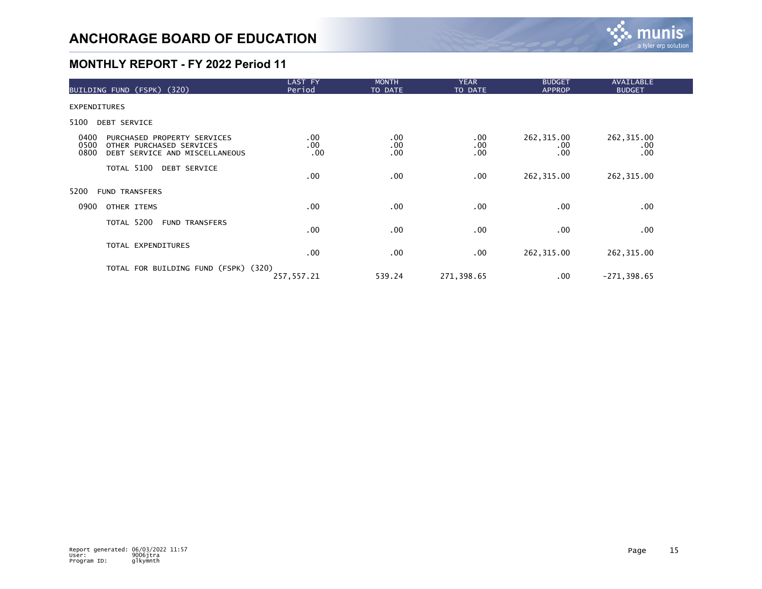# ANCHORAGE BOARD OF EDUCATION

## MONTHLY REPORT - FY 2022 Period 11

| BUILDING FUND (FSPK) (320) | LAST FY Period | MONTH TO DATE | YEAR TO DATE | BUDGET APPROP | AVAILABLE BUDGET |
|---|---|---|---|---|---|
| EXPENDITURES | | | | | |
| 5100 DEBT SERVICE | | | | | |
| 0400 PURCHASED PROPERTY SERVICES | .00 | .00 | .00 | 262,315.00 | 262,315.00 |
| 0500 OTHER PURCHASED SERVICES | .00 | .00 | .00 | .00 | .00 |
| 0800 DEBT SERVICE AND MISCELLANEOUS | .00 | .00 | .00 | .00 | .00 |
| TOTAL 5100 DEBT SERVICE | .00 | .00 | .00 | 262,315.00 | 262,315.00 |
| 5200 FUND TRANSFERS | | | | | |
| 0900 OTHER ITEMS | .00 | .00 | .00 | .00 | .00 |
| TOTAL 5200 FUND TRANSFERS | .00 | .00 | .00 | .00 | .00 |
| TOTAL EXPENDITURES | .00 | .00 | .00 | 262,315.00 | 262,315.00 |
| TOTAL FOR BUILDING FUND (FSPK) (320) | 257,557.21 | 539.24 | 271,398.65 | .00 | -271,398.65 |

Report generated: 06/03/2022 11:57
User: 9006jtra
Program ID: glkymnth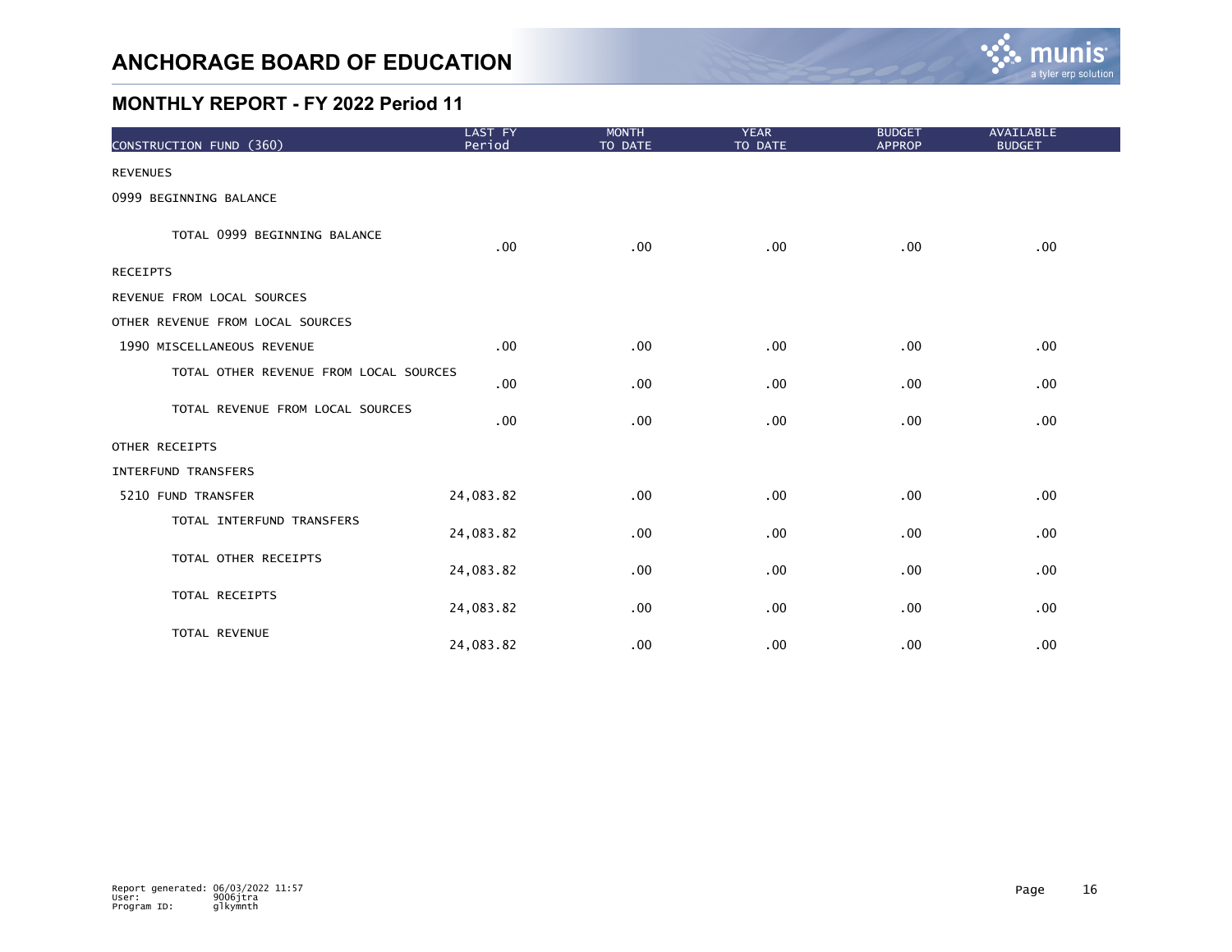# ANCHORAGE BOARD OF EDUCATION

## MONTHLY REPORT - FY 2022 Period 11

| CONSTRUCTION FUND (360) | LAST FY Period | MONTH TO DATE | YEAR TO DATE | BUDGET APPROP | AVAILABLE BUDGET |
|---|---|---|---|---|---|
| REVENUES | | | | | |
| 0999 BEGINNING BALANCE | | | | | |
| TOTAL 0999 BEGINNING BALANCE | .00 | .00 | .00 | .00 | .00 |
| RECEIPTS | | | | | |
| REVENUE FROM LOCAL SOURCES | | | | | |
| OTHER REVENUE FROM LOCAL SOURCES | | | | | |
| 1990 MISCELLANEOUS REVENUE | .00 | .00 | .00 | .00 | .00 |
| TOTAL OTHER REVENUE FROM LOCAL SOURCES | .00 | .00 | .00 | .00 | .00 |
| TOTAL REVENUE FROM LOCAL SOURCES | .00 | .00 | .00 | .00 | .00 |
| OTHER RECEIPTS | | | | | |
| INTERFUND TRANSFERS | | | | | |
| 5210 FUND TRANSFER | 24,083.82 | .00 | .00 | .00 | .00 |
| TOTAL INTERFUND TRANSFERS | 24,083.82 | .00 | .00 | .00 | .00 |
| TOTAL OTHER RECEIPTS | 24,083.82 | .00 | .00 | .00 | .00 |
| TOTAL RECEIPTS | 24,083.82 | .00 | .00 | .00 | .00 |
| TOTAL REVENUE | 24,083.82 | .00 | .00 | .00 | .00 |

Report generated: 06/03/2022 11:57
User: 9006jtra
Program ID: glkymnth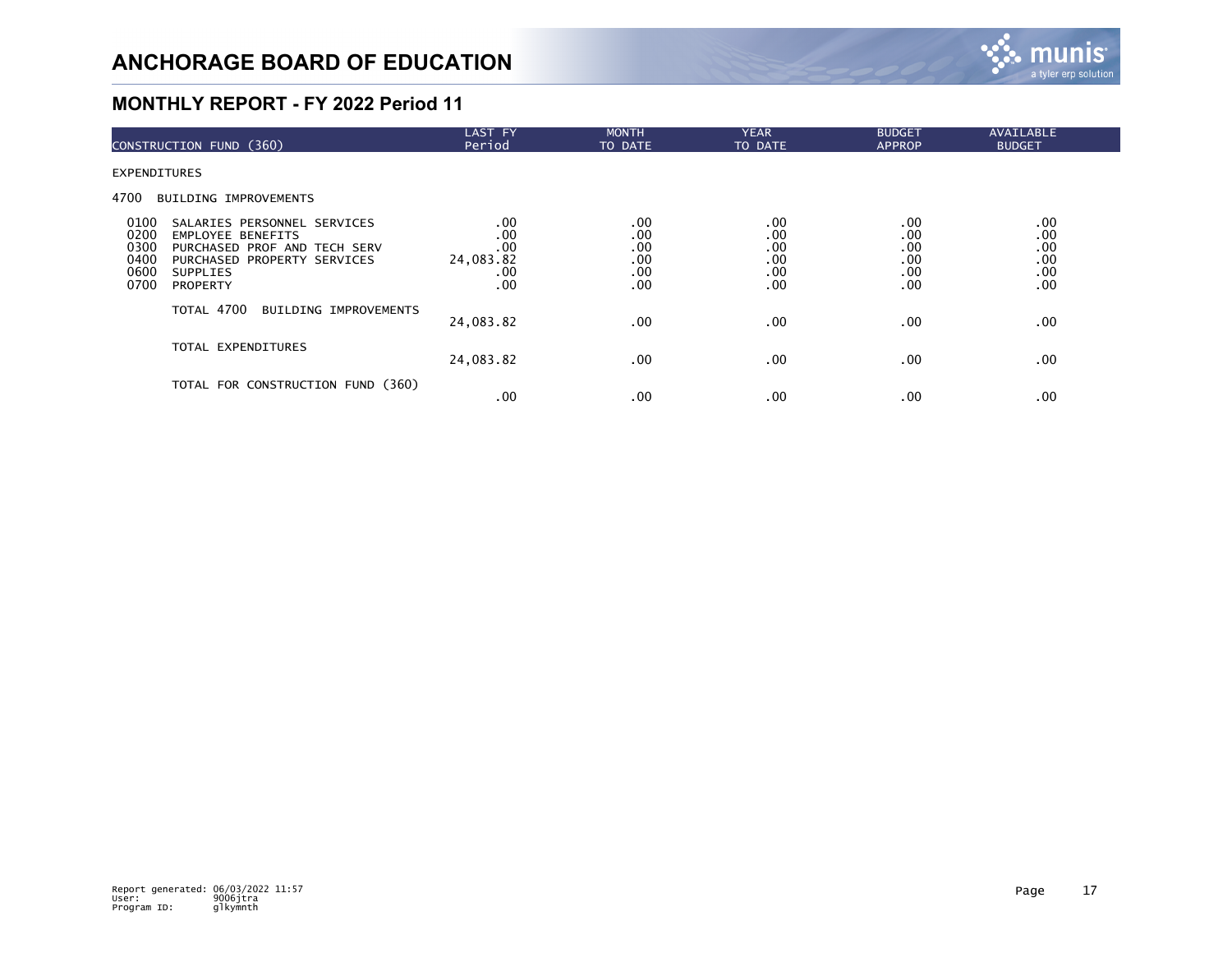# ANCHORAGE BOARD OF EDUCATION

## MONTHLY REPORT - FY 2022 Period 11

| CONSTRUCTION FUND (360) | LAST FY Period | MONTH TO DATE | YEAR TO DATE | BUDGET APPROP | AVAILABLE BUDGET |
|---|---|---|---|---|---|
| EXPENDITURES | | | | | |
| 4700 BUILDING IMPROVEMENTS | | | | | |
| 0100 SALARIES PERSONNEL SERVICES | .00 | .00 | .00 | .00 | .00 |
| 0200 EMPLOYEE BENEFITS | .00 | .00 | .00 | .00 | .00 |
| 0300 PURCHASED PROF AND TECH SERV | .00 | .00 | .00 | .00 | .00 |
| 0400 PURCHASED PROPERTY SERVICES | 24,083.82 | .00 | .00 | .00 | .00 |
| 0600 SUPPLIES | .00 | .00 | .00 | .00 | .00 |
| 0700 PROPERTY | .00 | .00 | .00 | .00 | .00 |
| TOTAL 4700 BUILDING IMPROVEMENTS | 24,083.82 | .00 | .00 | .00 | .00 |
| TOTAL EXPENDITURES | 24,083.82 | .00 | .00 | .00 | .00 |
| TOTAL FOR CONSTRUCTION FUND (360) | .00 | .00 | .00 | .00 | .00 |

Report generated: 06/03/2022 11:57
User: 9006jtra
Program ID: glkymnth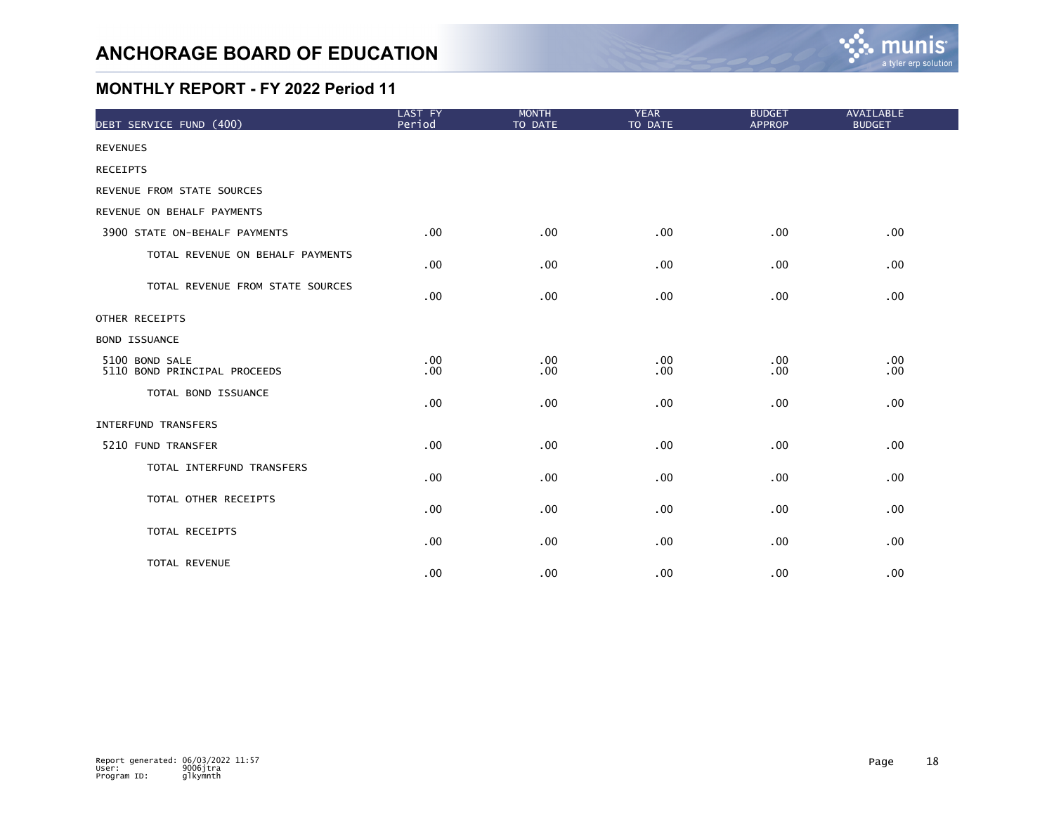# ANCHORAGE BOARD OF EDUCATION

## MONTHLY REPORT - FY 2022 Period 11

| DEBT SERVICE FUND (400) | LAST FY Period | MONTH TO DATE | YEAR TO DATE | BUDGET APPROP | AVAILABLE BUDGET |
|---|---|---|---|---|---|
| REVENUES | | | | | |
| RECEIPTS | | | | | |
| REVENUE FROM STATE SOURCES | | | | | |
| REVENUE ON BEHALF PAYMENTS | | | | | |
| 3900 STATE ON-BEHALF PAYMENTS | .00 | .00 | .00 | .00 | .00 |
| TOTAL REVENUE ON BEHALF PAYMENTS | .00 | .00 | .00 | .00 | .00 |
| TOTAL REVENUE FROM STATE SOURCES | .00 | .00 | .00 | .00 | .00 |
| OTHER RECEIPTS | | | | | |
| BOND ISSUANCE | | | | | |
| 5100 BOND SALE | .00 | .00 | .00 | .00 | .00 |
| 5110 BOND PRINCIPAL PROCEEDS | .00 | .00 | .00 | .00 | .00 |
| TOTAL BOND ISSUANCE | .00 | .00 | .00 | .00 | .00 |
| INTERFUND TRANSFERS | | | | | |
| 5210 FUND TRANSFER | .00 | .00 | .00 | .00 | .00 |
| TOTAL INTERFUND TRANSFERS | .00 | .00 | .00 | .00 | .00 |
| TOTAL OTHER RECEIPTS | .00 | .00 | .00 | .00 | .00 |
| TOTAL RECEIPTS | .00 | .00 | .00 | .00 | .00 |
| TOTAL REVENUE | .00 | .00 | .00 | .00 | .00 |

Report generated: 06/03/2022 11:57
User: 9006jtra
Program ID: glkymnth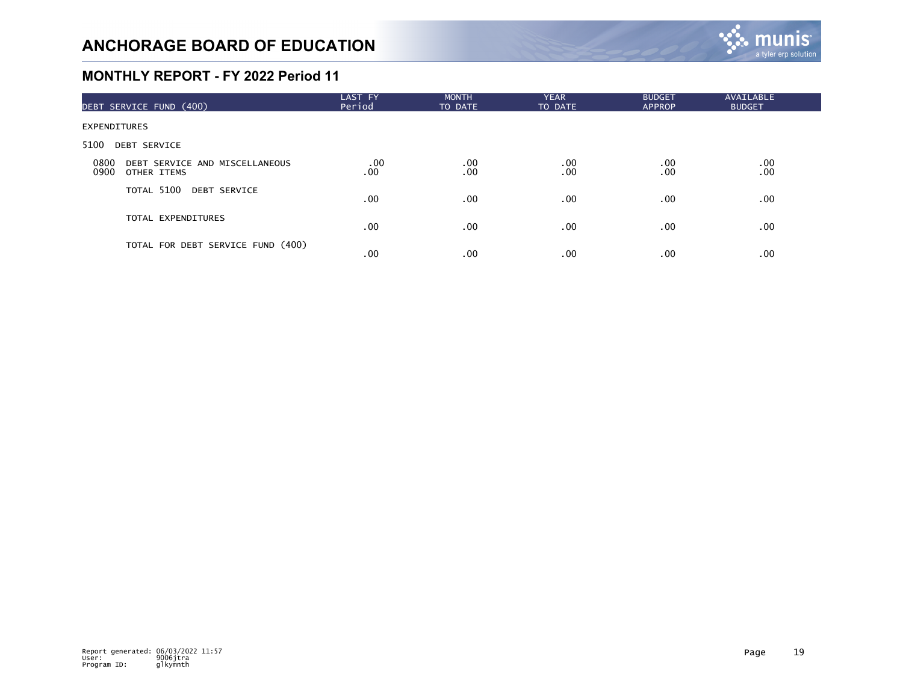# ANCHORAGE BOARD OF EDUCATION

## MONTHLY REPORT - FY 2022 Period 11

| DEBT SERVICE FUND (400) | LAST FY Period | MONTH TO DATE | YEAR TO DATE | BUDGET APPROP | AVAILABLE BUDGET |
|---|---|---|---|---|---|
| EXPENDITURES | | | | | |
| 5100 DEBT SERVICE | | | | | |
| 0800 DEBT SERVICE AND MISCELLANEOUS | .00 | .00 | .00 | .00 | .00 |
| 0900 OTHER ITEMS | .00 | .00 | .00 | .00 | .00 |
| TOTAL 5100 DEBT SERVICE | .00 | .00 | .00 | .00 | .00 |
| TOTAL EXPENDITURES | .00 | .00 | .00 | .00 | .00 |
| TOTAL FOR DEBT SERVICE FUND (400) | .00 | .00 | .00 | .00 | .00 |

Report generated: 06/03/2022 11:57
User: 9006jtra
Program ID: glkymnth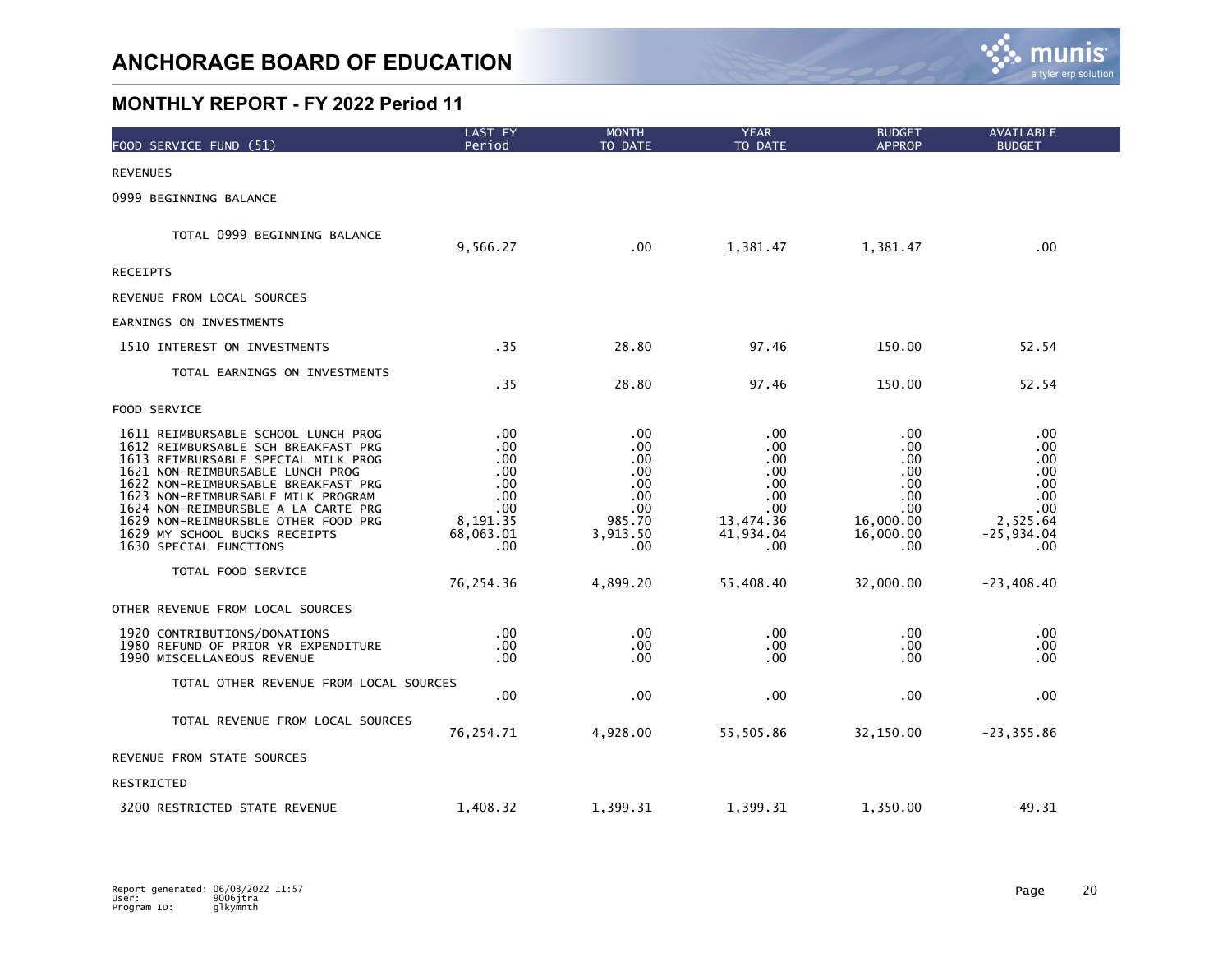# ANCHORAGE BOARD OF EDUCATION

## MONTHLY REPORT - FY 2022 Period 11

| FOOD SERVICE FUND (51) | LAST FY Period | MONTH TO DATE | YEAR TO DATE | BUDGET APPROP | AVAILABLE BUDGET |
|---|---|---|---|---|---|
| REVENUES | | | | | |
| 0999 BEGINNING BALANCE | | | | | |
| TOTAL 0999 BEGINNING BALANCE | 9,566.27 | .00 | 1,381.47 | 1,381.47 | .00 |
| RECEIPTS | | | | | |
| REVENUE FROM LOCAL SOURCES | | | | | |
| EARNINGS ON INVESTMENTS | | | | | |
| 1510 INTEREST ON INVESTMENTS | .35 | 28.80 | 97.46 | 150.00 | 52.54 |
| TOTAL EARNINGS ON INVESTMENTS | .35 | 28.80 | 97.46 | 150.00 | 52.54 |
| FOOD SERVICE | | | | | |
| 1611 REIMBURSABLE SCHOOL LUNCH PROG | .00 | .00 | .00 | .00 | .00 |
| 1612 REIMBURSABLE SCH BREAKFAST PRG | .00 | .00 | .00 | .00 | .00 |
| 1613 REIMBURSABLE SPECIAL MILK PROG | .00 | .00 | .00 | .00 | .00 |
| 1621 NON-REIMBURSABLE LUNCH PROG | .00 | .00 | .00 | .00 | .00 |
| 1622 NON-REIMBURSABLE BREAKFAST PRG | .00 | .00 | .00 | .00 | .00 |
| 1623 NON-REIMBURSABLE MILK PROGRAM | .00 | .00 | .00 | .00 | .00 |
| 1624 NON-REIMBURSBLE A LA CARTE PRG | .00 | .00 | .00 | .00 | .00 |
| 1629 NON-REIMBURSBLE OTHER FOOD PRG | 8,191.35 | 985.70 | 13,474.36 | 16,000.00 | 2,525.64 |
| 1629 MY SCHOOL BUCKS RECEIPTS | 68,063.01 | 3,913.50 | 41,934.04 | 16,000.00 | -25,934.04 |
| 1630 SPECIAL FUNCTIONS | .00 | .00 | .00 | .00 | .00 |
| TOTAL FOOD SERVICE | 76,254.36 | 4,899.20 | 55,408.40 | 32,000.00 | -23,408.40 |
| OTHER REVENUE FROM LOCAL SOURCES | | | | | |
| 1920 CONTRIBUTIONS/DONATIONS | .00 | .00 | .00 | .00 | .00 |
| 1980 REFUND OF PRIOR YR EXPENDITURE | .00 | .00 | .00 | .00 | .00 |
| 1990 MISCELLANEOUS REVENUE | .00 | .00 | .00 | .00 | .00 |
| TOTAL OTHER REVENUE FROM LOCAL SOURCES | .00 | .00 | .00 | .00 | .00 |
| TOTAL REVENUE FROM LOCAL SOURCES | 76,254.71 | 4,928.00 | 55,505.86 | 32,150.00 | -23,355.86 |
| REVENUE FROM STATE SOURCES | | | | | |
| RESTRICTED | | | | | |
| 3200 RESTRICTED STATE REVENUE | 1,408.32 | 1,399.31 | 1,399.31 | 1,350.00 | -49.31 |

Report generated: 06/03/2022 11:57
User: 9006jtra
Program ID: glkymnth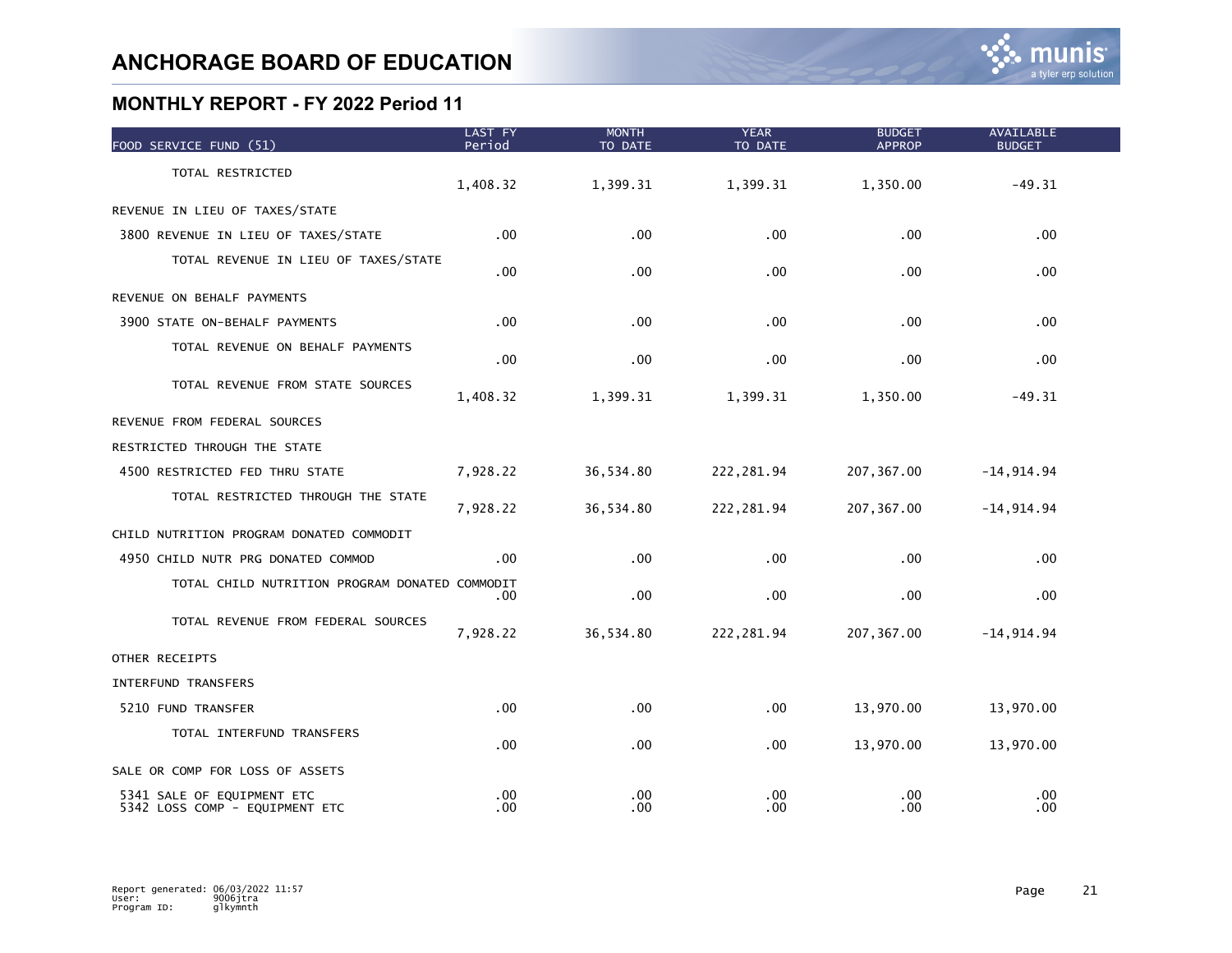# ANCHORAGE BOARD OF EDUCATION

## MONTHLY REPORT - FY 2022 Period 11

| FOOD SERVICE FUND (51) | LAST FY Period | MONTH TO DATE | YEAR TO DATE | BUDGET APPROP | AVAILABLE BUDGET |
|---|---|---|---|---|---|
| TOTAL RESTRICTED | 1,408.32 | 1,399.31 | 1,399.31 | 1,350.00 | -49.31 |
| REVENUE IN LIEU OF TAXES/STATE | | | | | |
| 3800 REVENUE IN LIEU OF TAXES/STATE | .00 | .00 | .00 | .00 | .00 |
| TOTAL REVENUE IN LIEU OF TAXES/STATE | .00 | .00 | .00 | .00 | .00 |
| REVENUE ON BEHALF PAYMENTS | | | | | |
| 3900 STATE ON-BEHALF PAYMENTS | .00 | .00 | .00 | .00 | .00 |
| TOTAL REVENUE ON BEHALF PAYMENTS | .00 | .00 | .00 | .00 | .00 |
| TOTAL REVENUE FROM STATE SOURCES | 1,408.32 | 1,399.31 | 1,399.31 | 1,350.00 | -49.31 |
| REVENUE FROM FEDERAL SOURCES | | | | | |
| RESTRICTED THROUGH THE STATE | | | | | |
| 4500 RESTRICTED FED THRU STATE | 7,928.22 | 36,534.80 | 222,281.94 | 207,367.00 | -14,914.94 |
| TOTAL RESTRICTED THROUGH THE STATE | 7,928.22 | 36,534.80 | 222,281.94 | 207,367.00 | -14,914.94 |
| CHILD NUTRITION PROGRAM DONATED COMMODIT | | | | | |
| 4950 CHILD NUTR PRG DONATED COMMOD | .00 | .00 | .00 | .00 | .00 |
| TOTAL CHILD NUTRITION PROGRAM DONATED COMMODIT | .00 | .00 | .00 | .00 | .00 |
| TOTAL REVENUE FROM FEDERAL SOURCES | 7,928.22 | 36,534.80 | 222,281.94 | 207,367.00 | -14,914.94 |
| OTHER RECEIPTS | | | | | |
| INTERFUND TRANSFERS | | | | | |
| 5210 FUND TRANSFER | .00 | .00 | .00 | 13,970.00 | 13,970.00 |
| TOTAL INTERFUND TRANSFERS | .00 | .00 | .00 | 13,970.00 | 13,970.00 |
| SALE OR COMP FOR LOSS OF ASSETS | | | | | |
| 5341 SALE OF EQUIPMENT ETC | .00 | .00 | .00 | .00 | .00 |
| 5342 LOSS COMP - EQUIPMENT ETC | .00 | .00 | .00 | .00 | .00 |

Report generated: 06/03/2022 11:57
User: 9006jtra
Program ID: glkymnth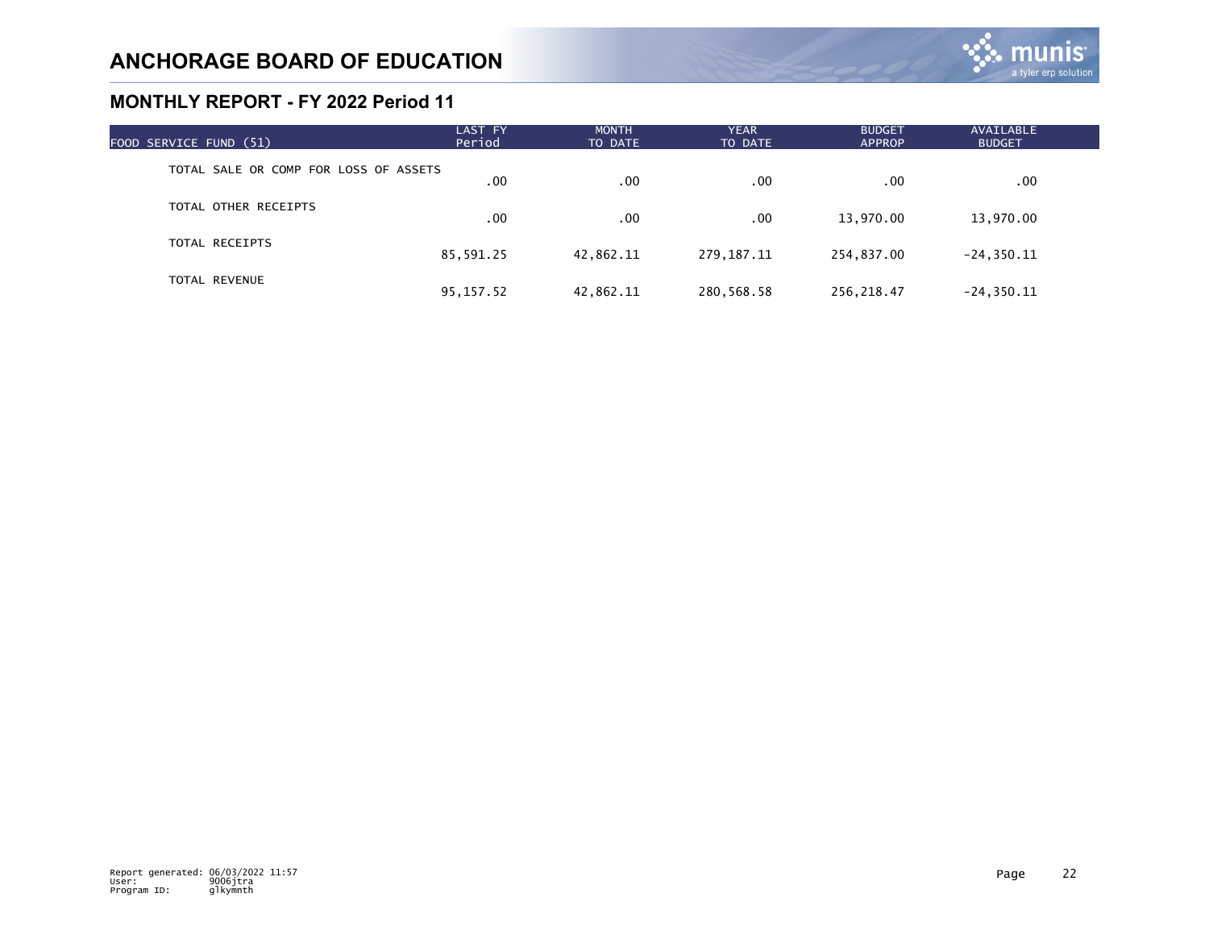# ANCHORAGE BOARD OF EDUCATION

## MONTHLY REPORT - FY 2022 Period 11

| FOOD SERVICE FUND (51) | LAST FY Period | MONTH TO DATE | YEAR TO DATE | BUDGET APPROP | AVAILABLE BUDGET |
|---|---|---|---|---|---|
| TOTAL SALE OR COMP FOR LOSS OF ASSETS | .00 | .00 | .00 | .00 | .00 |
| TOTAL OTHER RECEIPTS | .00 | .00 | .00 | 13,970.00 | 13,970.00 |
| TOTAL RECEIPTS | 85,591.25 | 42,862.11 | 279,187.11 | 254,837.00 | -24,350.11 |
| TOTAL REVENUE | 95,157.52 | 42,862.11 | 280,568.58 | 256,218.47 | -24,350.11 |

Report generated: 06/03/2022 11:57
User: 9006jtra
Program ID: glkymnth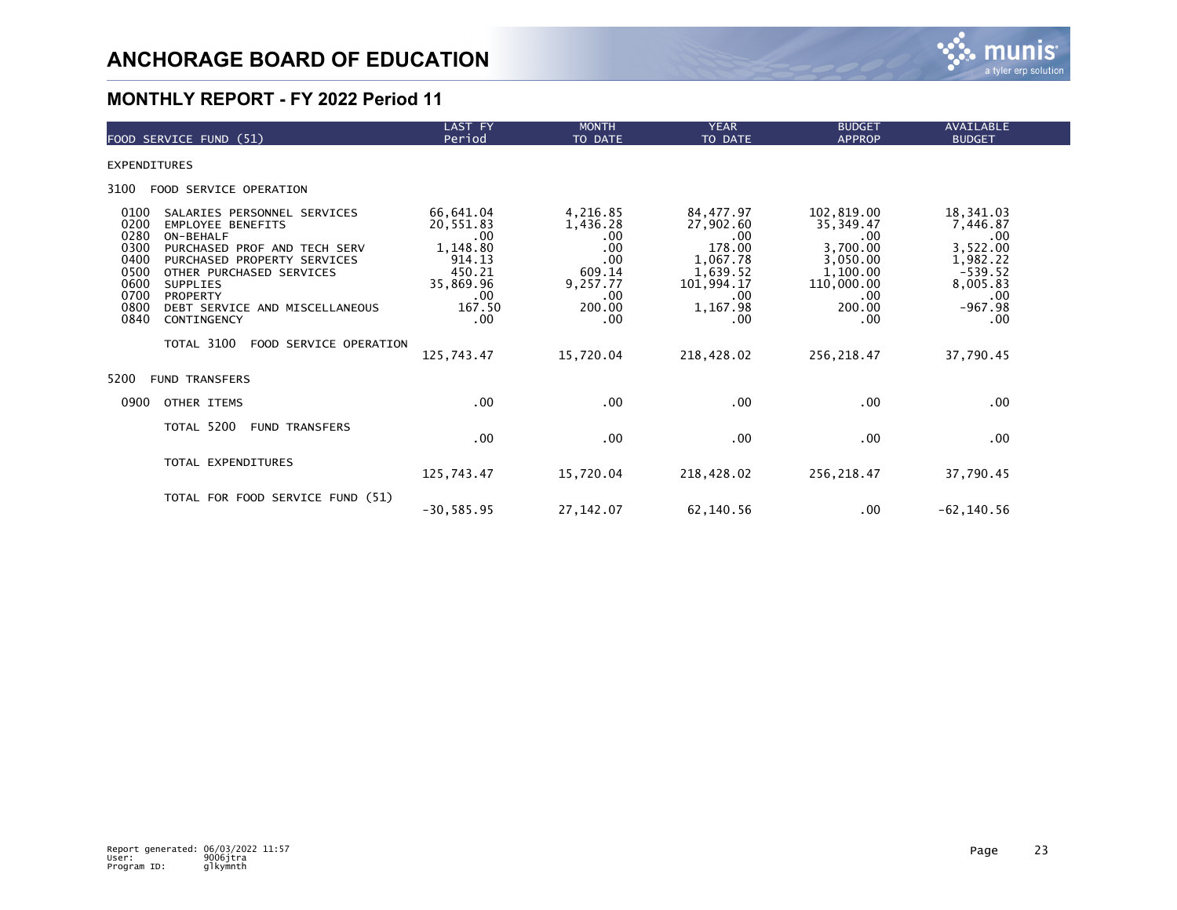# ANCHORAGE BOARD OF EDUCATION

## MONTHLY REPORT - FY 2022 Period 11

| FOOD SERVICE FUND (51) | LAST FY Period | MONTH TO DATE | YEAR TO DATE | BUDGET APPROP | AVAILABLE BUDGET |
|---|---|---|---|---|---|
| EXPENDITURES | | | | | |
| 3100 FOOD SERVICE OPERATION | | | | | |
| 0100 SALARIES PERSONNEL SERVICES | 66,641.04 | 4,216.85 | 84,477.97 | 102,819.00 | 18,341.03 |
| 0200 EMPLOYEE BENEFITS | 20,551.83 | 1,436.28 | 27,902.60 | 35,349.47 | 7,446.87 |
| 0280 ON-BEHALF | .00 | .00 | .00 | .00 | .00 |
| 0300 PURCHASED PROF AND TECH SERV | 1,148.80 | .00 | 178.00 | 3,700.00 | 3,522.00 |
| 0400 PURCHASED PROPERTY SERVICES | 914.13 | .00 | 1,067.78 | 3,050.00 | 1,982.22 |
| 0500 OTHER PURCHASED SERVICES | 450.21 | 609.14 | 1,639.52 | 1,100.00 | -539.52 |
| 0600 SUPPLIES | 35,869.96 | 9,257.77 | 101,994.17 | 110,000.00 | 8,005.83 |
| 0700 PROPERTY | .00 | .00 | .00 | .00 | .00 |
| 0800 DEBT SERVICE AND MISCELLANEOUS | 167.50 | 200.00 | 1,167.98 | 200.00 | -967.98 |
| 0840 CONTINGENCY | .00 | .00 | .00 | .00 | .00 |
| TOTAL 3100 FOOD SERVICE OPERATION | 125,743.47 | 15,720.04 | 218,428.02 | 256,218.47 | 37,790.45 |
| 5200 FUND TRANSFERS | | | | | |
| 0900 OTHER ITEMS | .00 | .00 | .00 | .00 | .00 |
| TOTAL 5200 FUND TRANSFERS | .00 | .00 | .00 | .00 | .00 |
| TOTAL EXPENDITURES | 125,743.47 | 15,720.04 | 218,428.02 | 256,218.47 | 37,790.45 |
| TOTAL FOR FOOD SERVICE FUND (51) | -30,585.95 | 27,142.07 | 62,140.56 | .00 | -62,140.56 |

Report generated: 06/03/2022 11:57
User: 9006jtra
Program ID: glkymnth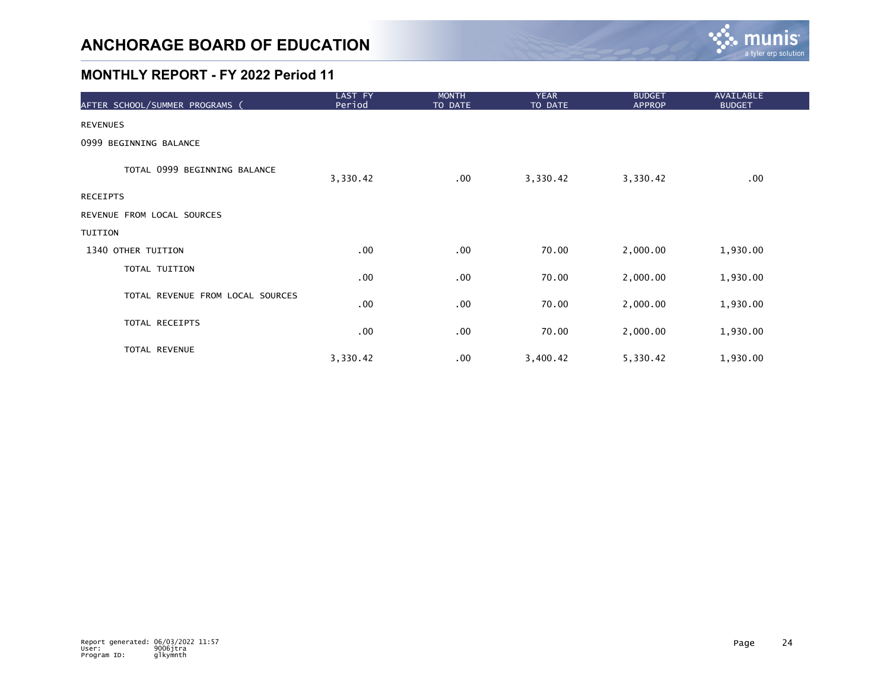# ANCHORAGE BOARD OF EDUCATION

## MONTHLY REPORT - FY 2022 Period 11

| AFTER SCHOOL/SUMMER PROGRAMS ( | LAST FY Period | MONTH TO DATE | YEAR TO DATE | BUDGET APPROP | AVAILABLE BUDGET |
|---|---|---|---|---|---|
| REVENUES | | | | | |
| 0999 BEGINNING BALANCE | | | | | |
| TOTAL 0999 BEGINNING BALANCE | 3,330.42 | .00 | 3,330.42 | 3,330.42 | .00 |
| RECEIPTS | | | | | |
| REVENUE FROM LOCAL SOURCES | | | | | |
| TUITION | | | | | |
| 1340 OTHER TUITION | .00 | .00 | 70.00 | 2,000.00 | 1,930.00 |
| TOTAL TUITION | .00 | .00 | 70.00 | 2,000.00 | 1,930.00 |
| TOTAL REVENUE FROM LOCAL SOURCES | .00 | .00 | 70.00 | 2,000.00 | 1,930.00 |
| TOTAL RECEIPTS | .00 | .00 | 70.00 | 2,000.00 | 1,930.00 |
| TOTAL REVENUE | 3,330.42 | .00 | 3,400.42 | 5,330.42 | 1,930.00 |

Report generated: 06/03/2022 11:57
User: 9006jtra
Program ID: glkymnth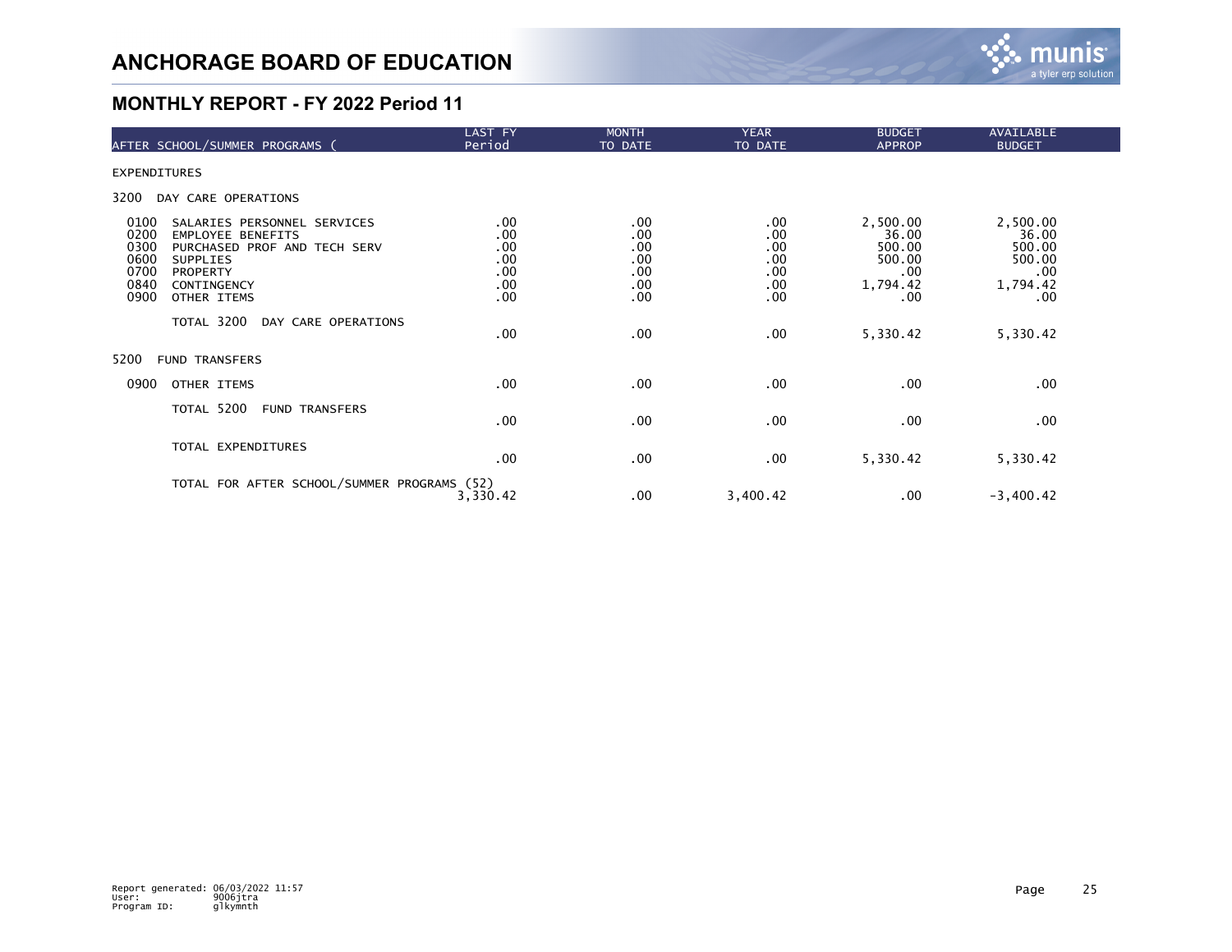# ANCHORAGE BOARD OF EDUCATION

## MONTHLY REPORT - FY 2022 Period 11

| AFTER SCHOOL/SUMMER PROGRAMS ( | LAST FY Period | MONTH TO DATE | YEAR TO DATE | BUDGET APPROP | AVAILABLE BUDGET |
|---|---|---|---|---|---|
| EXPENDITURES | | | | | |
| 3200 DAY CARE OPERATIONS | | | | | |
| 0100 SALARIES PERSONNEL SERVICES | .00 | .00 | .00 | 2,500.00 | 2,500.00 |
| 0200 EMPLOYEE BENEFITS | .00 | .00 | .00 | 36.00 | 36.00 |
| 0300 PURCHASED PROF AND TECH SERV | .00 | .00 | .00 | 500.00 | 500.00 |
| 0600 SUPPLIES | .00 | .00 | .00 | 500.00 | 500.00 |
| 0700 PROPERTY | .00 | .00 | .00 | .00 | .00 |
| 0840 CONTINGENCY | .00 | .00 | .00 | 1,794.42 | 1,794.42 |
| 0900 OTHER ITEMS | .00 | .00 | .00 | .00 | .00 |
| TOTAL 3200 DAY CARE OPERATIONS | .00 | .00 | .00 | 5,330.42 | 5,330.42 |
| 5200 FUND TRANSFERS | | | | | |
| 0900 OTHER ITEMS | .00 | .00 | .00 | .00 | .00 |
| TOTAL 5200 FUND TRANSFERS | .00 | .00 | .00 | .00 | .00 |
| TOTAL EXPENDITURES | .00 | .00 | .00 | 5,330.42 | 5,330.42 |
| TOTAL FOR AFTER SCHOOL/SUMMER PROGRAMS (52) | 3,330.42 | .00 | 3,400.42 | .00 | -3,400.42 |

Report generated: 06/03/2022 11:57
User: 9006jtra
Program ID: glkymnth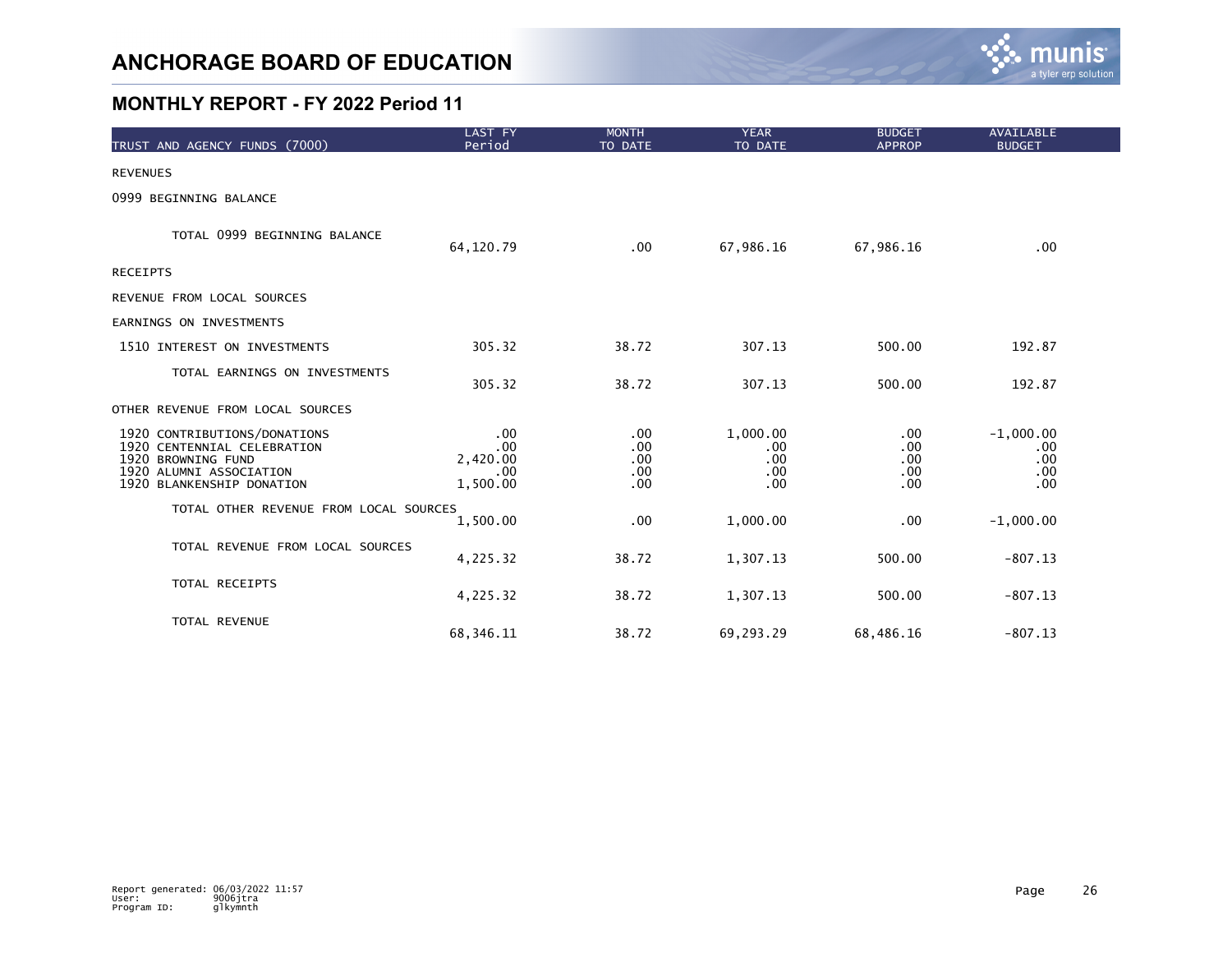# ANCHORAGE BOARD OF EDUCATION

## MONTHLY REPORT - FY 2022 Period 11

| TRUST AND AGENCY FUNDS (7000) | LAST FY Period | MONTH TO DATE | YEAR TO DATE | BUDGET APPROP | AVAILABLE BUDGET |
|---|---|---|---|---|---|
| REVENUES | | | | | |
| 0999 BEGINNING BALANCE | | | | | |
| TOTAL 0999 BEGINNING BALANCE | 64,120.79 | .00 | 67,986.16 | 67,986.16 | .00 |
| RECEIPTS | | | | | |
| REVENUE FROM LOCAL SOURCES | | | | | |
| EARNINGS ON INVESTMENTS | | | | | |
| 1510 INTEREST ON INVESTMENTS | 305.32 | 38.72 | 307.13 | 500.00 | 192.87 |
| TOTAL EARNINGS ON INVESTMENTS | 305.32 | 38.72 | 307.13 | 500.00 | 192.87 |
| OTHER REVENUE FROM LOCAL SOURCES | | | | | |
| 1920 CONTRIBUTIONS/DONATIONS | .00 | .00 | 1,000.00 | .00 | -1,000.00 |
| 1920 CENTENNIAL CELEBRATION | .00 | .00 | .00 | .00 | .00 |
| 1920 BROWNING FUND | 2,420.00 | .00 | .00 | .00 | .00 |
| 1920 ALUMNI ASSOCIATION | .00 | .00 | .00 | .00 | .00 |
| 1920 BLANKENSHIP DONATION | 1,500.00 | .00 | .00 | .00 | .00 |
| TOTAL OTHER REVENUE FROM LOCAL SOURCES | 1,500.00 | .00 | 1,000.00 | .00 | -1,000.00 |
| TOTAL REVENUE FROM LOCAL SOURCES | 4,225.32 | 38.72 | 1,307.13 | 500.00 | -807.13 |
| TOTAL RECEIPTS | 4,225.32 | 38.72 | 1,307.13 | 500.00 | -807.13 |
| TOTAL REVENUE | 68,346.11 | 38.72 | 69,293.29 | 68,486.16 | -807.13 |

Report generated: 06/03/2022 11:57
User: 9006jtra
Program ID: glkymnth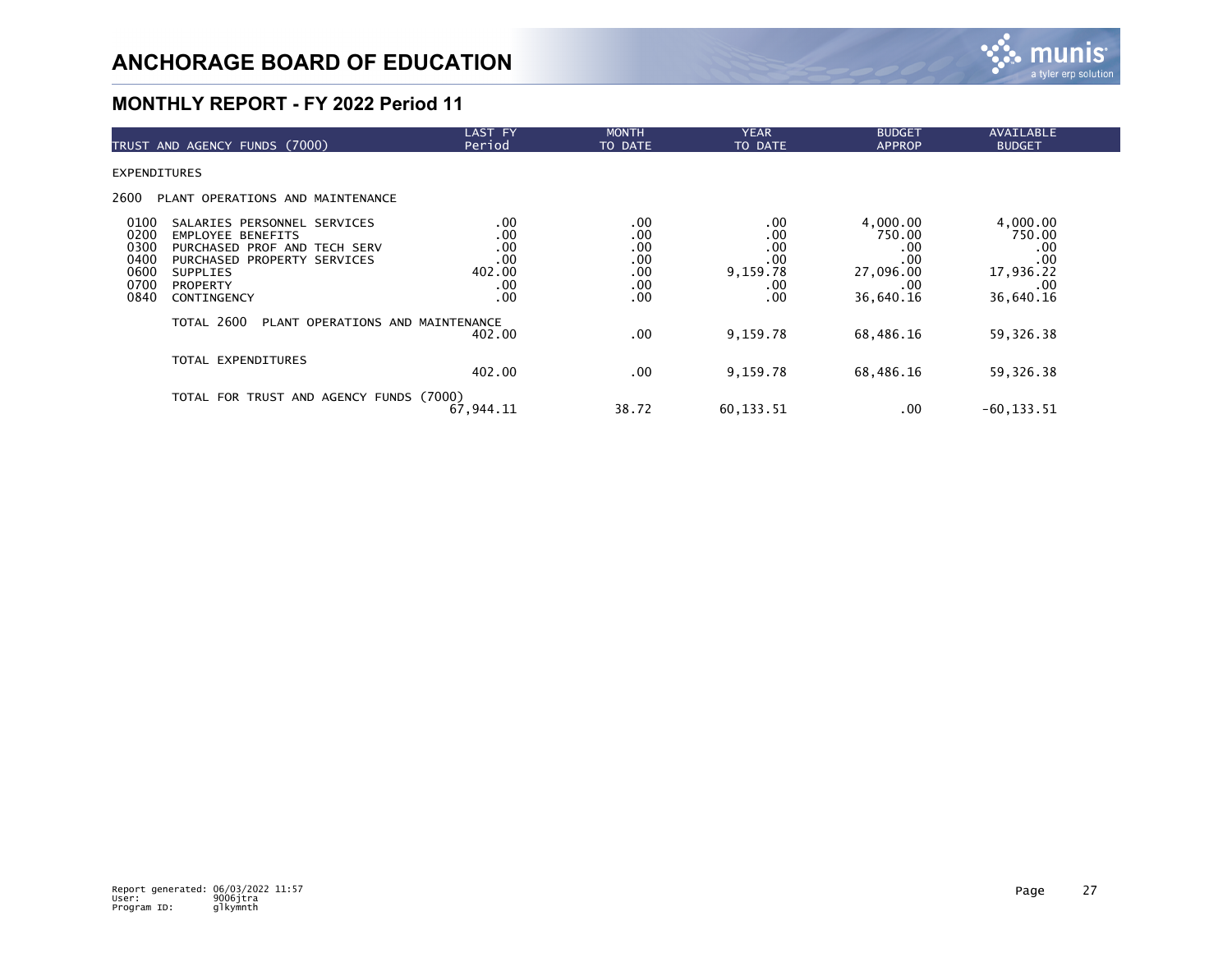# ANCHORAGE BOARD OF EDUCATION

## MONTHLY REPORT - FY 2022 Period 11

| TRUST AND AGENCY FUNDS (7000) | | LAST FY Period | MONTH TO DATE | YEAR TO DATE | BUDGET APPROP | AVAILABLE BUDGET |
|---|---|---|---|---|---|---|
| EXPENDITURES | | | | | | |
| 2600 | PLANT OPERATIONS AND MAINTENANCE | | | | | |
| 0100 | SALARIES PERSONNEL SERVICES | .00 | .00 | .00 | 4,000.00 | 4,000.00 |
| 0200 | EMPLOYEE BENEFITS | .00 | .00 | .00 | 750.00 | 750.00 |
| 0300 | PURCHASED PROF AND TECH SERV | .00 | .00 | .00 | .00 | .00 |
| 0400 | PURCHASED PROPERTY SERVICES | .00 | .00 | .00 | .00 | .00 |
| 0600 | SUPPLIES | 402.00 | .00 | 9,159.78 | 27,096.00 | 17,936.22 |
| 0700 | PROPERTY | .00 | .00 | .00 | .00 | .00 |
| 0840 | CONTINGENCY | .00 | .00 | .00 | 36,640.16 | 36,640.16 |
| | TOTAL 2600 PLANT OPERATIONS AND MAINTENANCE | 402.00 | .00 | 9,159.78 | 68,486.16 | 59,326.38 |
| | TOTAL EXPENDITURES | 402.00 | .00 | 9,159.78 | 68,486.16 | 59,326.38 |
| | TOTAL FOR TRUST AND AGENCY FUNDS (7000) | 67,944.11 | 38.72 | 60,133.51 | .00 | -60,133.51 |

Report generated: 06/03/2022 11:57
User: 9006jtra
Program ID: glkymnth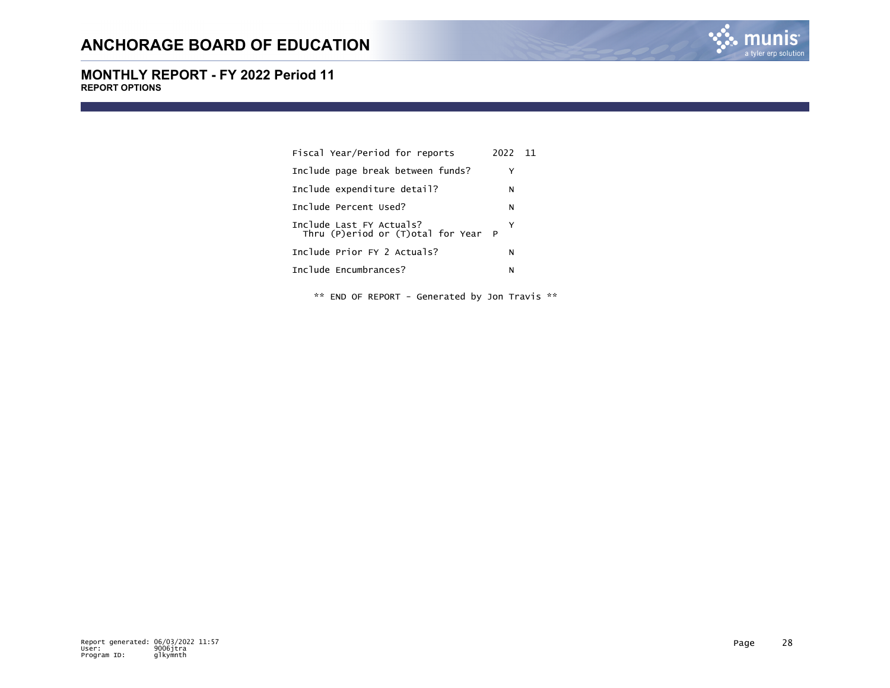# ANCHORAGE BOARD OF EDUCATION

## MONTHLY REPORT - FY 2022 Period 11

**REPORT OPTIONS**

| | |
|---|---|
| Fiscal Year/Period for reports | 2022 11 |
| Include page break between funds? | Y |
| Include expenditure detail? | N |
| Include Percent Used? | N |
| Include Last FY Actuals? | Y |
| Thru (P)eriod or (T)otal for Year | P |
| Include Prior FY 2 Actuals? | N |
| Include Encumbrances? | N |

** END OF REPORT - Generated by Jon Travis **

Report generated: 06/03/2022 11:57
User: 9006jtra
Program ID: glkymnth